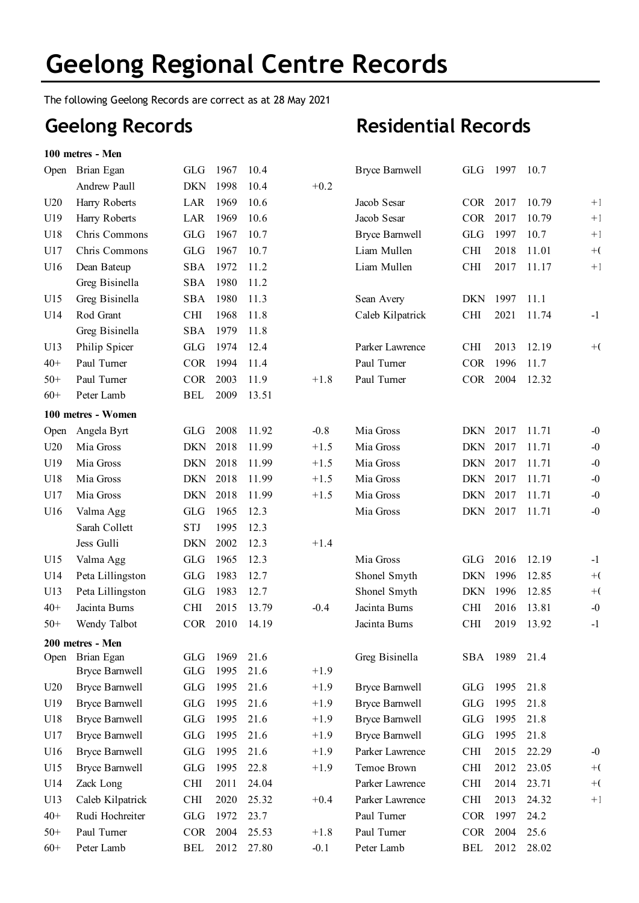# Geelong Regional Centre Records

The following Geelong Records are correct as at 28 May 2021

| | Geelong Records | | | | | Residential Records | | | | |
|---|---|---|---|---|---|---|---|---|---|---|
| **100 metres - Men** | | | | | | | | | | |
| Open | Brian Egan | GLG | 1967 | 10.4 | | Bryce Barnwell | GLG | 1997 | 10.7 | |
| | Andrew Paull | DKN | 1998 | 10.4 | +0.2 | | | | | |
| U20 | Harry Roberts | LAR | 1969 | 10.6 | | Jacob Sesar | COR | 2017 | 10.79 | +1 |
| U19 | Harry Roberts | LAR | 1969 | 10.6 | | Jacob Sesar | COR | 2017 | 10.79 | +1 |
| U18 | Chris Commons | GLG | 1967 | 10.7 | | Bryce Barnwell | GLG | 1997 | 10.7 | +1 |
| U17 | Chris Commons | GLG | 1967 | 10.7 | | Liam Mullen | CHI | 2018 | 11.01 | +( |
| U16 | Dean Bateup | SBA | 1972 | 11.2 | | Liam Mullen | CHI | 2017 | 11.17 | +1 |
| | Greg Bisinella | SBA | 1980 | 11.2 | | | | | | |
| U15 | Greg Bisinella | SBA | 1980 | 11.3 | | Sean Avery | DKN | 1997 | 11.1 | |
| U14 | Rod Grant | CHI | 1968 | 11.8 | | Caleb Kilpatrick | CHI | 2021 | 11.74 | -1 |
| | Greg Bisinella | SBA | 1979 | 11.8 | | | | | | |
| U13 | Philip Spicer | GLG | 1974 | 12.4 | | Parker Lawrence | CHI | 2013 | 12.19 | +( |
| 40+ | Paul Turner | COR | 1994 | 11.4 | | Paul Turner | COR | 1996 | 11.7 | |
| 50+ | Paul Turner | COR | 2003 | 11.9 | +1.8 | Paul Turner | COR | 2004 | 12.32 | |
| 60+ | Peter Lamb | BEL | 2009 | 13.51 | | | | | | |
| **100 metres - Women** | | | | | | | | | | |
| Open | Angela Byrt | GLG | 2008 | 11.92 | -0.8 | Mia Gross | DKN | 2017 | 11.71 | -0 |
| U20 | Mia Gross | DKN | 2018 | 11.99 | +1.5 | Mia Gross | DKN | 2017 | 11.71 | -0 |
| U19 | Mia Gross | DKN | 2018 | 11.99 | +1.5 | Mia Gross | DKN | 2017 | 11.71 | -0 |
| U18 | Mia Gross | DKN | 2018 | 11.99 | +1.5 | Mia Gross | DKN | 2017 | 11.71 | -0 |
| U17 | Mia Gross | DKN | 2018 | 11.99 | +1.5 | Mia Gross | DKN | 2017 | 11.71 | -0 |
| U16 | Valma Agg | GLG | 1965 | 12.3 | | Mia Gross | DKN | 2017 | 11.71 | -0 |
| | Sarah Collett | STJ | 1995 | 12.3 | | | | | | |
| | Jess Gulli | DKN | 2002 | 12.3 | +1.4 | | | | | |
| U15 | Valma Agg | GLG | 1965 | 12.3 | | Mia Gross | GLG | 2016 | 12.19 | -1 |
| U14 | Peta Lillingston | GLG | 1983 | 12.7 | | Shonel Smyth | DKN | 1996 | 12.85 | +( |
| U13 | Peta Lillingston | GLG | 1983 | 12.7 | | Shonel Smyth | DKN | 1996 | 12.85 | +( |
| 40+ | Jacinta Burns | CHI | 2015 | 13.79 | -0.4 | Jacinta Burns | CHI | 2016 | 13.81 | -0 |
| 50+ | Wendy Talbot | COR | 2010 | 14.19 | | Jacinta Burns | CHI | 2019 | 13.92 | -1 |
| **200 metres - Men** | | | | | | | | | | |
| Open | Brian Egan | GLG | 1969 | 21.6 | | Greg Bisinella | SBA | 1989 | 21.4 | |
| | Bryce Barnwell | GLG | 1995 | 21.6 | +1.9 | | | | | |
| U20 | Bryce Barnwell | GLG | 1995 | 21.6 | +1.9 | Bryce Barnwell | GLG | 1995 | 21.8 | |
| U19 | Bryce Barnwell | GLG | 1995 | 21.6 | +1.9 | Bryce Barnwell | GLG | 1995 | 21.8 | |
| U18 | Bryce Barnwell | GLG | 1995 | 21.6 | +1.9 | Bryce Barnwell | GLG | 1995 | 21.8 | |
| U17 | Bryce Barnwell | GLG | 1995 | 21.6 | +1.9 | Bryce Barnwell | GLG | 1995 | 21.8 | |
| U16 | Bryce Barnwell | GLG | 1995 | 21.6 | +1.9 | Parker Lawrence | CHI | 2015 | 22.29 | -0 |
| U15 | Bryce Barnwell | GLG | 1995 | 22.8 | +1.9 | Temoe Brown | CHI | 2012 | 23.05 | +( |
| U14 | Zack Long | CHI | 2011 | 24.04 | | Parker Lawrence | CHI | 2014 | 23.71 | +( |
| U13 | Caleb Kilpatrick | CHI | 2020 | 25.32 | +0.4 | Parker Lawrence | CHI | 2013 | 24.32 | +1 |
| 40+ | Rudi Hochreiter | GLG | 1972 | 23.7 | | Paul Turner | COR | 1997 | 24.2 | |
| 50+ | Paul Turner | COR | 2004 | 25.53 | +1.8 | Paul Turner | COR | 2004 | 25.6 | |
| 60+ | Peter Lamb | BEL | 2012 | 27.80 | -0.1 | Peter Lamb | BEL | 2012 | 28.02 | |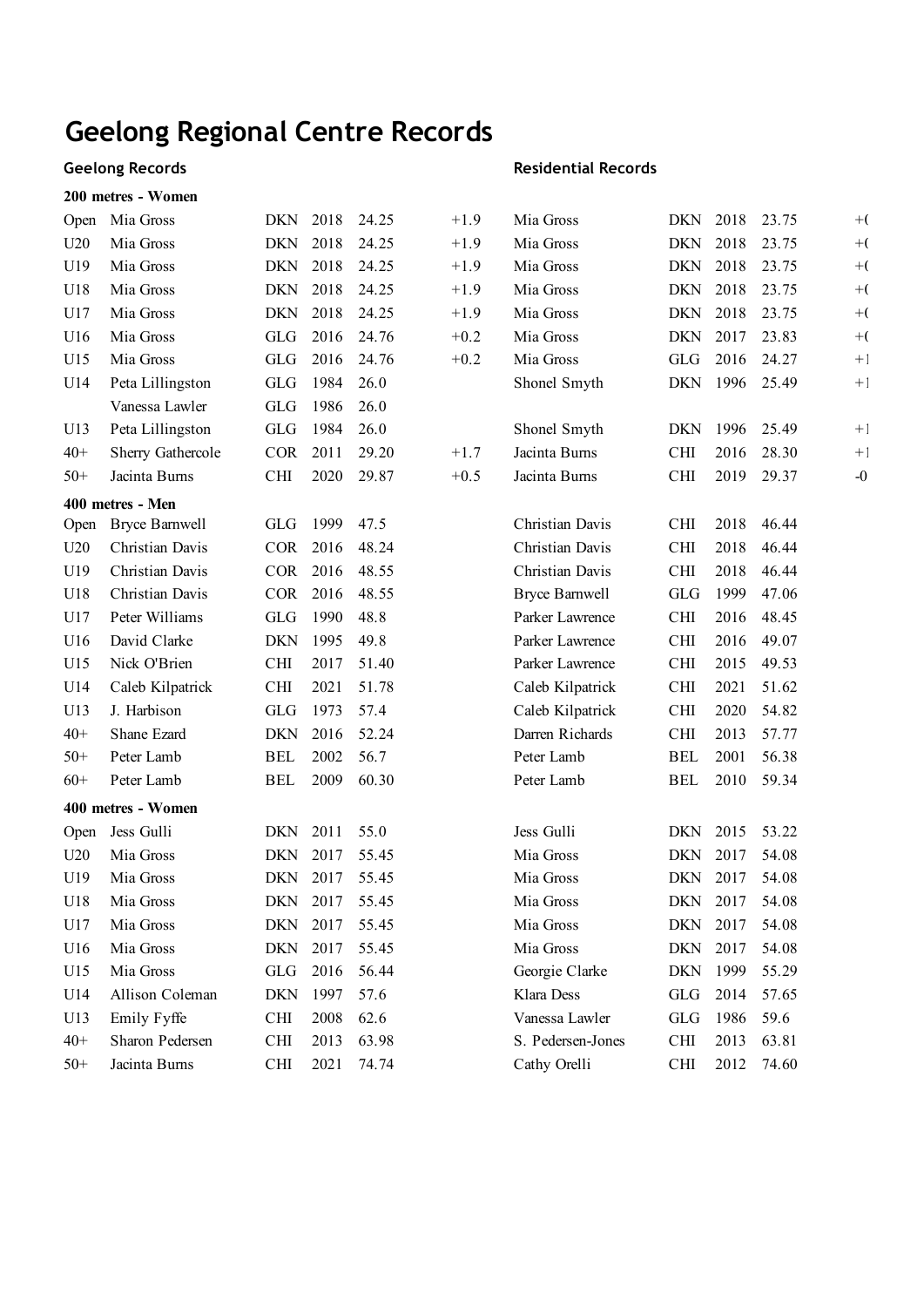# Geelong Regional Centre Records

**Geelong Records** | **Residential Records**

**200 metres - Women**

| Age | Name | Club | Year | Time | Wind | Name | Club | Year | Time | Wind |
|---|---|---|---|---|---|---|---|---|---|---|
| Open | Mia Gross | DKN | 2018 | 24.25 | +1.9 | Mia Gross | DKN | 2018 | 23.75 | +( |
| U20 | Mia Gross | DKN | 2018 | 24.25 | +1.9 | Mia Gross | DKN | 2018 | 23.75 | +( |
| U19 | Mia Gross | DKN | 2018 | 24.25 | +1.9 | Mia Gross | DKN | 2018 | 23.75 | +( |
| U18 | Mia Gross | DKN | 2018 | 24.25 | +1.9 | Mia Gross | DKN | 2018 | 23.75 | +( |
| U17 | Mia Gross | DKN | 2018 | 24.25 | +1.9 | Mia Gross | DKN | 2018 | 23.75 | +( |
| U16 | Mia Gross | GLG | 2016 | 24.76 | +0.2 | Mia Gross | DKN | 2017 | 23.83 | +( |
| U15 | Mia Gross | GLG | 2016 | 24.76 | +0.2 | Mia Gross | GLG | 2016 | 24.27 | +1 |
| U14 | Peta Lillingston | GLG | 1984 | 26.0 | | Shonel Smyth | DKN | 1996 | 25.49 | +1 |
| | Vanessa Lawler | GLG | 1986 | 26.0 | | | | | | |
| U13 | Peta Lillingston | GLG | 1984 | 26.0 | | Shonel Smyth | DKN | 1996 | 25.49 | +1 |
| 40+ | Sherry Gathercole | COR | 2011 | 29.20 | +1.7 | Jacinta Burns | CHI | 2016 | 28.30 | +1 |
| 50+ | Jacinta Burns | CHI | 2020 | 29.87 | +0.5 | Jacinta Burns | CHI | 2019 | 29.37 | -0 |

**400 metres - Men**

| Age | Name | Club | Year | Time | Wind | Name | Club | Year | Time | Wind |
|---|---|---|---|---|---|---|---|---|---|---|
| Open | Bryce Barnwell | GLG | 1999 | 47.5 | | Christian Davis | CHI | 2018 | 46.44 | |
| U20 | Christian Davis | COR | 2016 | 48.24 | | Christian Davis | CHI | 2018 | 46.44 | |
| U19 | Christian Davis | COR | 2016 | 48.55 | | Christian Davis | CHI | 2018 | 46.44 | |
| U18 | Christian Davis | COR | 2016 | 48.55 | | Bryce Barnwell | GLG | 1999 | 47.06 | |
| U17 | Peter Williams | GLG | 1990 | 48.8 | | Parker Lawrence | CHI | 2016 | 48.45 | |
| U16 | David Clarke | DKN | 1995 | 49.8 | | Parker Lawrence | CHI | 2016 | 49.07 | |
| U15 | Nick O'Brien | CHI | 2017 | 51.40 | | Parker Lawrence | CHI | 2015 | 49.53 | |
| U14 | Caleb Kilpatrick | CHI | 2021 | 51.78 | | Caleb Kilpatrick | CHI | 2021 | 51.62 | |
| U13 | J. Harbison | GLG | 1973 | 57.4 | | Caleb Kilpatrick | CHI | 2020 | 54.82 | |
| 40+ | Shane Ezard | DKN | 2016 | 52.24 | | Darren Richards | CHI | 2013 | 57.77 | |
| 50+ | Peter Lamb | BEL | 2002 | 56.7 | | Peter Lamb | BEL | 2001 | 56.38 | |
| 60+ | Peter Lamb | BEL | 2009 | 60.30 | | Peter Lamb | BEL | 2010 | 59.34 | |

**400 metres - Women**

| Age | Name | Club | Year | Time | Wind | Name | Club | Year | Time | Wind |
|---|---|---|---|---|---|---|---|---|---|---|
| Open | Jess Gulli | DKN | 2011 | 55.0 | | Jess Gulli | DKN | 2015 | 53.22 | |
| U20 | Mia Gross | DKN | 2017 | 55.45 | | Mia Gross | DKN | 2017 | 54.08 | |
| U19 | Mia Gross | DKN | 2017 | 55.45 | | Mia Gross | DKN | 2017 | 54.08 | |
| U18 | Mia Gross | DKN | 2017 | 55.45 | | Mia Gross | DKN | 2017 | 54.08 | |
| U17 | Mia Gross | DKN | 2017 | 55.45 | | Mia Gross | DKN | 2017 | 54.08 | |
| U16 | Mia Gross | DKN | 2017 | 55.45 | | Mia Gross | DKN | 2017 | 54.08 | |
| U15 | Mia Gross | GLG | 2016 | 56.44 | | Georgie Clarke | DKN | 1999 | 55.29 | |
| U14 | Allison Coleman | DKN | 1997 | 57.6 | | Klara Dess | GLG | 2014 | 57.65 | |
| U13 | Emily Fyffe | CHI | 2008 | 62.6 | | Vanessa Lawler | GLG | 1986 | 59.6 | |
| 40+ | Sharon Pedersen | CHI | 2013 | 63.98 | | S. Pedersen-Jones | CHI | 2013 | 63.81 | |
| 50+ | Jacinta Burns | CHI | 2021 | 74.74 | | Cathy Orelli | CHI | 2012 | 74.60 | |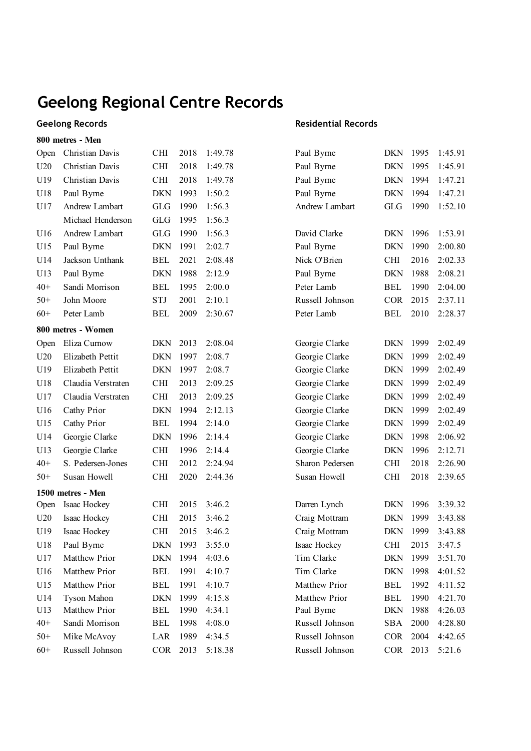# Geelong Regional Centre Records

### 800 metres - Men

| Age | Geelong Records | Club | Year | Time | Residential Records | Club | Year | Time |
|---|---|---|---|---|---|---|---|---|
| Open | Christian Davis | CHI | 2018 | 1:49.78 | Paul Byrne | DKN | 1995 | 1:45.91 |
| U20 | Christian Davis | CHI | 2018 | 1:49.78 | Paul Byrne | DKN | 1995 | 1:45.91 |
| U19 | Christian Davis | CHI | 2018 | 1:49.78 | Paul Byrne | DKN | 1994 | 1:47.21 |
| U18 | Paul Byrne | DKN | 1993 | 1:50.2 | Paul Byrne | DKN | 1994 | 1:47.21 |
| U17 | Andrew Lambart | GLG | 1990 | 1:56.3 | Andrew Lambart | GLG | 1990 | 1:52.10 |
| | Michael Henderson | GLG | 1995 | 1:56.3 | | | | |
| U16 | Andrew Lambart | GLG | 1990 | 1:56.3 | David Clarke | DKN | 1996 | 1:53.91 |
| U15 | Paul Byrne | DKN | 1991 | 2:02.7 | Paul Byrne | DKN | 1990 | 2:00.80 |
| U14 | Jackson Unthank | BEL | 2021 | 2:08.48 | Nick O'Brien | CHI | 2016 | 2:02.33 |
| U13 | Paul Byrne | DKN | 1988 | 2:12.9 | Paul Byrne | DKN | 1988 | 2:08.21 |
| 40+ | Sandi Morrison | BEL | 1995 | 2:00.0 | Peter Lamb | BEL | 1990 | 2:04.00 |
| 50+ | John Moore | STJ | 2001 | 2:10.1 | Russell Johnson | COR | 2015 | 2:37.11 |
| 60+ | Peter Lamb | BEL | 2009 | 2:30.67 | Peter Lamb | BEL | 2010 | 2:28.37 |

### 800 metres - Women

| Age | Geelong Records | Club | Year | Time | Residential Records | Club | Year | Time |
|---|---|---|---|---|---|---|---|---|
| Open | Eliza Curnow | DKN | 2013 | 2:08.04 | Georgie Clarke | DKN | 1999 | 2:02.49 |
| U20 | Elizabeth Pettit | DKN | 1997 | 2:08.7 | Georgie Clarke | DKN | 1999 | 2:02.49 |
| U19 | Elizabeth Pettit | DKN | 1997 | 2:08.7 | Georgie Clarke | DKN | 1999 | 2:02.49 |
| U18 | Claudia Verstraten | CHI | 2013 | 2:09.25 | Georgie Clarke | DKN | 1999 | 2:02.49 |
| U17 | Claudia Verstraten | CHI | 2013 | 2:09.25 | Georgie Clarke | DKN | 1999 | 2:02.49 |
| U16 | Cathy Prior | DKN | 1994 | 2:12.13 | Georgie Clarke | DKN | 1999 | 2:02.49 |
| U15 | Cathy Prior | BEL | 1994 | 2:14.0 | Georgie Clarke | DKN | 1999 | 2:02.49 |
| U14 | Georgie Clarke | DKN | 1996 | 2:14.4 | Georgie Clarke | DKN | 1998 | 2:06.92 |
| U13 | Georgie Clarke | CHI | 1996 | 2:14.4 | Georgie Clarke | DKN | 1996 | 2:12.71 |
| 40+ | S. Pedersen-Jones | CHI | 2012 | 2:24.94 | Sharon Pedersen | CHI | 2018 | 2:26.90 |
| 50+ | Susan Howell | CHI | 2020 | 2:44.36 | Susan Howell | CHI | 2018 | 2:39.65 |

### 1500 metres - Men

| Age | Geelong Records | Club | Year | Time | Residential Records | Club | Year | Time |
|---|---|---|---|---|---|---|---|---|
| Open | Isaac Hockey | CHI | 2015 | 3:46.2 | Darren Lynch | DKN | 1996 | 3:39.32 |
| U20 | Isaac Hockey | CHI | 2015 | 3:46.2 | Craig Mottram | DKN | 1999 | 3:43.88 |
| U19 | Isaac Hockey | CHI | 2015 | 3:46.2 | Craig Mottram | DKN | 1999 | 3:43.88 |
| U18 | Paul Byrne | DKN | 1993 | 3:55.0 | Isaac Hockey | CHI | 2015 | 3:47.5 |
| U17 | Matthew Prior | DKN | 1994 | 4:03.6 | Tim Clarke | DKN | 1999 | 3:51.70 |
| U16 | Matthew Prior | BEL | 1991 | 4:10.7 | Tim Clarke | DKN | 1998 | 4:01.52 |
| U15 | Matthew Prior | BEL | 1991 | 4:10.7 | Matthew Prior | BEL | 1992 | 4:11.52 |
| U14 | Tyson Mahon | DKN | 1999 | 4:15.8 | Matthew Prior | BEL | 1990 | 4:21.70 |
| U13 | Matthew Prior | BEL | 1990 | 4:34.1 | Paul Byrne | DKN | 1988 | 4:26.03 |
| 40+ | Sandi Morrison | BEL | 1998 | 4:08.0 | Russell Johnson | SBA | 2000 | 4:28.80 |
| 50+ | Mike McAvoy | LAR | 1989 | 4:34.5 | Russell Johnson | COR | 2004 | 4:42.65 |
| 60+ | Russell Johnson | COR | 2013 | 5:18.38 | Russell Johnson | COR | 2013 | 5:21.6 |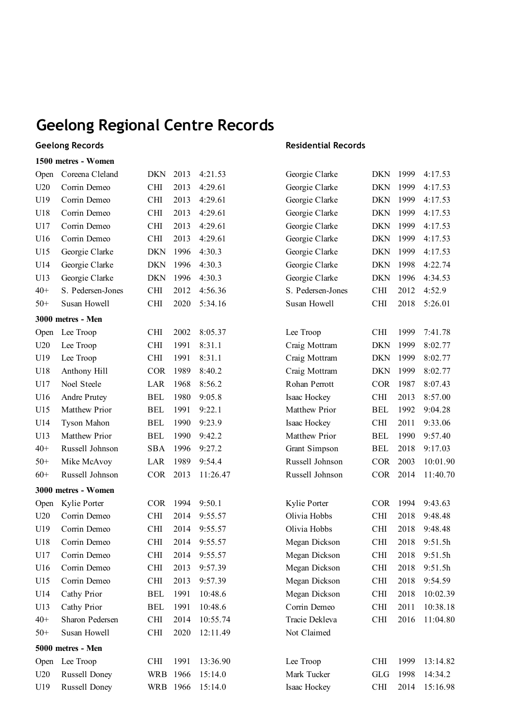# Geelong Regional Centre Records

### Geelong Records / Residential Records

**1500 metres - Women**

| Age | Geelong Records | Club | Year | Time | Residential Records | Club | Year | Time |
|---|---|---|---|---|---|---|---|---|
| Open | Coreena Cleland | DKN | 2013 | 4:21.53 | Georgie Clarke | DKN | 1999 | 4:17.53 |
| U20 | Corrin Demeo | CHI | 2013 | 4:29.61 | Georgie Clarke | DKN | 1999 | 4:17.53 |
| U19 | Corrin Demeo | CHI | 2013 | 4:29.61 | Georgie Clarke | DKN | 1999 | 4:17.53 |
| U18 | Corrin Demeo | CHI | 2013 | 4:29.61 | Georgie Clarke | DKN | 1999 | 4:17.53 |
| U17 | Corrin Demeo | CHI | 2013 | 4:29.61 | Georgie Clarke | DKN | 1999 | 4:17.53 |
| U16 | Corrin Demeo | CHI | 2013 | 4:29.61 | Georgie Clarke | DKN | 1999 | 4:17.53 |
| U15 | Georgie Clarke | DKN | 1996 | 4:30.3 | Georgie Clarke | DKN | 1999 | 4:17.53 |
| U14 | Georgie Clarke | DKN | 1996 | 4:30.3 | Georgie Clarke | DKN | 1998 | 4:22.74 |
| U13 | Georgie Clarke | DKN | 1996 | 4:30.3 | Georgie Clarke | DKN | 1996 | 4:34.53 |
| 40+ | S. Pedersen-Jones | CHI | 2012 | 4:56.36 | S. Pedersen-Jones | CHI | 2012 | 4:52.9 |
| 50+ | Susan Howell | CHI | 2020 | 5:34.16 | Susan Howell | CHI | 2018 | 5:26.01 |

**3000 metres - Men**

| Age | Geelong Records | Club | Year | Time | Residential Records | Club | Year | Time |
|---|---|---|---|---|---|---|---|---|
| Open | Lee Troop | CHI | 2002 | 8:05.37 | Lee Troop | CHI | 1999 | 7:41.78 |
| U20 | Lee Troop | CHI | 1991 | 8:31.1 | Craig Mottram | DKN | 1999 | 8:02.77 |
| U19 | Lee Troop | CHI | 1991 | 8:31.1 | Craig Mottram | DKN | 1999 | 8:02.77 |
| U18 | Anthony Hill | COR | 1989 | 8:40.2 | Craig Mottram | DKN | 1999 | 8:02.77 |
| U17 | Noel Steele | LAR | 1968 | 8:56.2 | Rohan Perrott | COR | 1987 | 8:07.43 |
| U16 | Andre Prutey | BEL | 1980 | 9:05.8 | Isaac Hockey | CHI | 2013 | 8:57.00 |
| U15 | Matthew Prior | BEL | 1991 | 9:22.1 | Matthew Prior | BEL | 1992 | 9:04.28 |
| U14 | Tyson Mahon | BEL | 1990 | 9:23.9 | Isaac Hockey | CHI | 2011 | 9:33.06 |
| U13 | Matthew Prior | BEL | 1990 | 9:42.2 | Matthew Prior | BEL | 1990 | 9:57.40 |
| 40+ | Russell Johnson | SBA | 1996 | 9:27.2 | Grant Simpson | BEL | 2018 | 9:17.03 |
| 50+ | Mike McAvoy | LAR | 1989 | 9:54.4 | Russell Johnson | COR | 2003 | 10:01.90 |
| 60+ | Russell Johnson | COR | 2013 | 11:26.47 | Russell Johnson | COR | 2014 | 11:40.70 |

**3000 metres - Women**

| Age | Geelong Records | Club | Year | Time | Residential Records | Club | Year | Time |
|---|---|---|---|---|---|---|---|---|
| Open | Kylie Porter | COR | 1994 | 9:50.1 | Kylie Porter | COR | 1994 | 9:43.63 |
| U20 | Corrin Demeo | CHI | 2014 | 9:55.57 | Olivia Hobbs | CHI | 2018 | 9:48.48 |
| U19 | Corrin Demeo | CHI | 2014 | 9:55.57 | Olivia Hobbs | CHI | 2018 | 9:48.48 |
| U18 | Corrin Demeo | CHI | 2014 | 9:55.57 | Megan Dickson | CHI | 2018 | 9:51.5h |
| U17 | Corrin Demeo | CHI | 2014 | 9:55.57 | Megan Dickson | CHI | 2018 | 9:51.5h |
| U16 | Corrin Demeo | CHI | 2013 | 9:57.39 | Megan Dickson | CHI | 2018 | 9:51.5h |
| U15 | Corrin Demeo | CHI | 2013 | 9:57.39 | Megan Dickson | CHI | 2018 | 9:54.59 |
| U14 | Cathy Prior | BEL | 1991 | 10:48.6 | Megan Dickson | CHI | 2018 | 10:02.39 |
| U13 | Cathy Prior | BEL | 1991 | 10:48.6 | Corrin Demeo | CHI | 2011 | 10:38.18 |
| 40+ | Sharon Pedersen | CHI | 2014 | 10:55.74 | Tracie Dekleva | CHI | 2016 | 11:04.80 |
| 50+ | Susan Howell | CHI | 2020 | 12:11.49 | Not Claimed | | | |

**5000 metres - Men**

| Age | Geelong Records | Club | Year | Time | Residential Records | Club | Year | Time |
|---|---|---|---|---|---|---|---|---|
| Open | Lee Troop | CHI | 1991 | 13:36.90 | Lee Troop | CHI | 1999 | 13:14.82 |
| U20 | Russell Doney | WRB | 1966 | 15:14.0 | Mark Tucker | GLG | 1998 | 14:34.2 |
| U19 | Russell Doney | WRB | 1966 | 15:14.0 | Isaac Hockey | CHI | 2014 | 15:16.98 |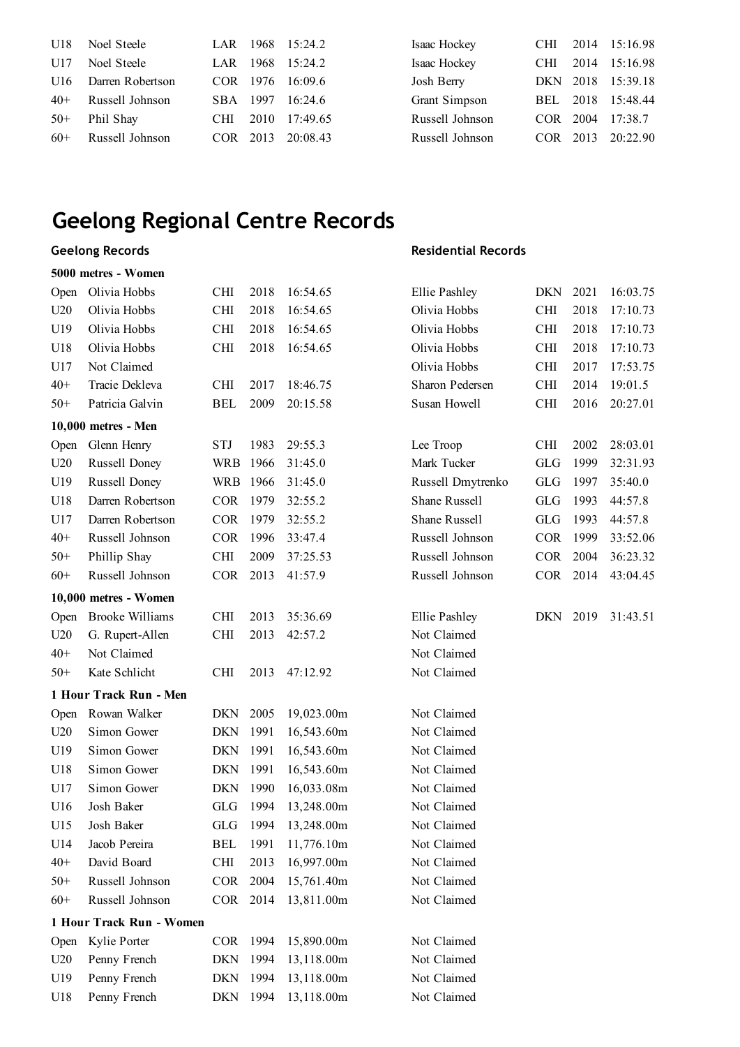| | | | | | | | | |
|---|---|---|---|---|---|---|---|---|
| U18 | Noel Steele | LAR | 1968 | 15:24.2 | Isaac Hockey | CHI | 2014 | 15:16.98 |
| U17 | Noel Steele | LAR | 1968 | 15:24.2 | Isaac Hockey | CHI | 2014 | 15:16.98 |
| U16 | Darren Robertson | COR | 1976 | 16:09.6 | Josh Berry | DKN | 2018 | 15:39.18 |
| 40+ | Russell Johnson | SBA | 1997 | 16:24.6 | Grant Simpson | BEL | 2018 | 15:48.44 |
| 50+ | Phil Shay | CHI | 2010 | 17:49.65 | Russell Johnson | COR | 2004 | 17:38.7 |
| 60+ | Russell Johnson | COR | 2013 | 20:08.43 | Russell Johnson | COR | 2013 | 20:22.90 |

# Geelong Regional Centre Records

| | Geelong Records | | | | Residential Records | | | |
|---|---|---|---|---|---|---|---|---|
| **5000 metres - Women** | | | | | | | | |
| Open | Olivia Hobbs | CHI | 2018 | 16:54.65 | Ellie Pashley | DKN | 2021 | 16:03.75 |
| U20 | Olivia Hobbs | CHI | 2018 | 16:54.65 | Olivia Hobbs | CHI | 2018 | 17:10.73 |
| U19 | Olivia Hobbs | CHI | 2018 | 16:54.65 | Olivia Hobbs | CHI | 2018 | 17:10.73 |
| U18 | Olivia Hobbs | CHI | 2018 | 16:54.65 | Olivia Hobbs | CHI | 2018 | 17:10.73 |
| U17 | Not Claimed | | | | Olivia Hobbs | CHI | 2017 | 17:53.75 |
| 40+ | Tracie Dekleva | CHI | 2017 | 18:46.75 | Sharon Pedersen | CHI | 2014 | 19:01.5 |
| 50+ | Patricia Galvin | BEL | 2009 | 20:15.58 | Susan Howell | CHI | 2016 | 20:27.01 |
| **10,000 metres - Men** | | | | | | | | |
| Open | Glenn Henry | STJ | 1983 | 29:55.3 | Lee Troop | CHI | 2002 | 28:03.01 |
| U20 | Russell Doney | WRB | 1966 | 31:45.0 | Mark Tucker | GLG | 1999 | 32:31.93 |
| U19 | Russell Doney | WRB | 1966 | 31:45.0 | Russell Dmytrenko | GLG | 1997 | 35:40.0 |
| U18 | Darren Robertson | COR | 1979 | 32:55.2 | Shane Russell | GLG | 1993 | 44:57.8 |
| U17 | Darren Robertson | COR | 1979 | 32:55.2 | Shane Russell | GLG | 1993 | 44:57.8 |
| 40+ | Russell Johnson | COR | 1996 | 33:47.4 | Russell Johnson | COR | 1999 | 33:52.06 |
| 50+ | Phillip Shay | CHI | 2009 | 37:25.53 | Russell Johnson | COR | 2004 | 36:23.32 |
| 60+ | Russell Johnson | COR | 2013 | 41:57.9 | Russell Johnson | COR | 2014 | 43:04.45 |
| **10,000 metres - Women** | | | | | | | | |
| Open | Brooke Williams | CHI | 2013 | 35:36.69 | Ellie Pashley | DKN | 2019 | 31:43.51 |
| U20 | G. Rupert-Allen | CHI | 2013 | 42:57.2 | Not Claimed | | | |
| 40+ | Not Claimed | | | | Not Claimed | | | |
| 50+ | Kate Schlicht | CHI | 2013 | 47:12.92 | Not Claimed | | | |
| **1 Hour Track Run - Men** | | | | | | | | |
| Open | Rowan Walker | DKN | 2005 | 19,023.00m | Not Claimed | | | |
| U20 | Simon Gower | DKN | 1991 | 16,543.60m | Not Claimed | | | |
| U19 | Simon Gower | DKN | 1991 | 16,543.60m | Not Claimed | | | |
| U18 | Simon Gower | DKN | 1991 | 16,543.60m | Not Claimed | | | |
| U17 | Simon Gower | DKN | 1990 | 16,033.08m | Not Claimed | | | |
| U16 | Josh Baker | GLG | 1994 | 13,248.00m | Not Claimed | | | |
| U15 | Josh Baker | GLG | 1994 | 13,248.00m | Not Claimed | | | |
| U14 | Jacob Pereira | BEL | 1991 | 11,776.10m | Not Claimed | | | |
| 40+ | David Board | CHI | 2013 | 16,997.00m | Not Claimed | | | |
| 50+ | Russell Johnson | COR | 2004 | 15,761.40m | Not Claimed | | | |
| 60+ | Russell Johnson | COR | 2014 | 13,811.00m | Not Claimed | | | |
| **1 Hour Track Run - Women** | | | | | | | | |
| Open | Kylie Porter | COR | 1994 | 15,890.00m | Not Claimed | | | |
| U20 | Penny French | DKN | 1994 | 13,118.00m | Not Claimed | | | |
| U19 | Penny French | DKN | 1994 | 13,118.00m | Not Claimed | | | |
| U18 | Penny French | DKN | 1994 | 13,118.00m | Not Claimed | | | |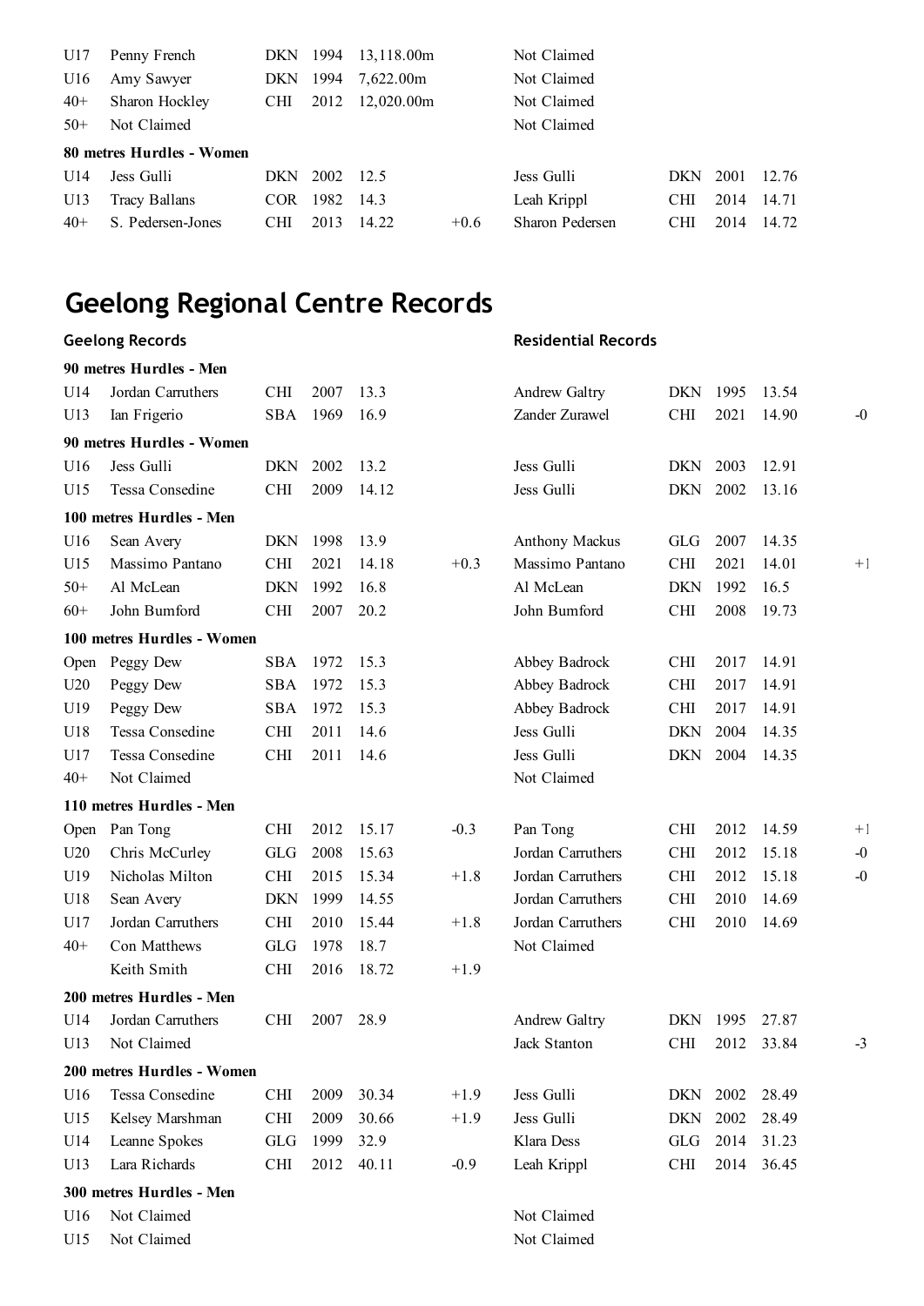| | | | | | | | | | | |
|---|---|---|---|---|---|---|---|---|---|---|
| U17 | Penny French | DKN | 1994 | 13,118.00m | | Not Claimed | | | | |
| U16 | Amy Sawyer | DKN | 1994 | 7,622.00m | | Not Claimed | | | | |
| 40+ | Sharon Hockley | CHI | 2012 | 12,020.00m | | Not Claimed | | | | |
| 50+ | Not Claimed | | | | | Not Claimed | | | | |
| **80 metres Hurdles - Women** | | | | | | | | | | |
| U14 | Jess Gulli | DKN | 2002 | 12.5 | | Jess Gulli | DKN | 2001 | 12.76 | |
| U13 | Tracy Ballans | COR | 1982 | 14.3 | | Leah Krippl | CHI | 2014 | 14.71 | |
| 40+ | S. Pedersen-Jones | CHI | 2013 | 14.22 | +0.6 | Sharon Pedersen | CHI | 2014 | 14.72 | |

# Geelong Regional Centre Records

| Geelong Records | | | | | | Residential Records | | | | |
|---|---|---|---|---|---|---|---|---|---|---|
| **90 metres Hurdles - Men** | | | | | | | | | | |
| U14 | Jordan Carruthers | CHI | 2007 | 13.3 | | Andrew Galtry | DKN | 1995 | 13.54 | |
| U13 | Ian Frigerio | SBA | 1969 | 16.9 | | Zander Zurawel | CHI | 2021 | 14.90 | -0 |
| **90 metres Hurdles - Women** | | | | | | | | | | |
| U16 | Jess Gulli | DKN | 2002 | 13.2 | | Jess Gulli | DKN | 2003 | 12.91 | |
| U15 | Tessa Consedine | CHI | 2009 | 14.12 | | Jess Gulli | DKN | 2002 | 13.16 | |
| **100 metres Hurdles - Men** | | | | | | | | | | |
| U16 | Sean Avery | DKN | 1998 | 13.9 | | Anthony Mackus | GLG | 2007 | 14.35 | |
| U15 | Massimo Pantano | CHI | 2021 | 14.18 | +0.3 | Massimo Pantano | CHI | 2021 | 14.01 | +1 |
| 50+ | Al McLean | DKN | 1992 | 16.8 | | Al McLean | DKN | 1992 | 16.5 | |
| 60+ | John Bumford | CHI | 2007 | 20.2 | | John Bumford | CHI | 2008 | 19.73 | |
| **100 metres Hurdles - Women** | | | | | | | | | | |
| Open | Peggy Dew | SBA | 1972 | 15.3 | | Abbey Badrock | CHI | 2017 | 14.91 | |
| U20 | Peggy Dew | SBA | 1972 | 15.3 | | Abbey Badrock | CHI | 2017 | 14.91 | |
| U19 | Peggy Dew | SBA | 1972 | 15.3 | | Abbey Badrock | CHI | 2017 | 14.91 | |
| U18 | Tessa Consedine | CHI | 2011 | 14.6 | | Jess Gulli | DKN | 2004 | 14.35 | |
| U17 | Tessa Consedine | CHI | 2011 | 14.6 | | Jess Gulli | DKN | 2004 | 14.35 | |
| 40+ | Not Claimed | | | | | Not Claimed | | | | |
| **110 metres Hurdles - Men** | | | | | | | | | | |
| Open | Pan Tong | CHI | 2012 | 15.17 | -0.3 | Pan Tong | CHI | 2012 | 14.59 | +1 |
| U20 | Chris McCurley | GLG | 2008 | 15.63 | | Jordan Carruthers | CHI | 2012 | 15.18 | -0 |
| U19 | Nicholas Milton | CHI | 2015 | 15.34 | +1.8 | Jordan Carruthers | CHI | 2012 | 15.18 | -0 |
| U18 | Sean Avery | DKN | 1999 | 14.55 | | Jordan Carruthers | CHI | 2010 | 14.69 | |
| U17 | Jordan Carruthers | CHI | 2010 | 15.44 | +1.8 | Jordan Carruthers | CHI | 2010 | 14.69 | |
| 40+ | Con Matthews | GLG | 1978 | 18.7 | | Not Claimed | | | | |
| | Keith Smith | CHI | 2016 | 18.72 | +1.9 | | | | | |
| **200 metres Hurdles - Men** | | | | | | | | | | |
| U14 | Jordan Carruthers | CHI | 2007 | 28.9 | | Andrew Galtry | DKN | 1995 | 27.87 | |
| U13 | Not Claimed | | | | | Jack Stanton | CHI | 2012 | 33.84 | -3 |
| **200 metres Hurdles - Women** | | | | | | | | | | |
| U16 | Tessa Consedine | CHI | 2009 | 30.34 | +1.9 | Jess Gulli | DKN | 2002 | 28.49 | |
| U15 | Kelsey Marshman | CHI | 2009 | 30.66 | +1.9 | Jess Gulli | DKN | 2002 | 28.49 | |
| U14 | Leanne Spokes | GLG | 1999 | 32.9 | | Klara Dess | GLG | 2014 | 31.23 | |
| U13 | Lara Richards | CHI | 2012 | 40.11 | -0.9 | Leah Krippl | CHI | 2014 | 36.45 | |
| **300 metres Hurdles - Men** | | | | | | | | | | |
| U16 | Not Claimed | | | | | Not Claimed | | | | |
| U15 | Not Claimed | | | | | Not Claimed | | | | |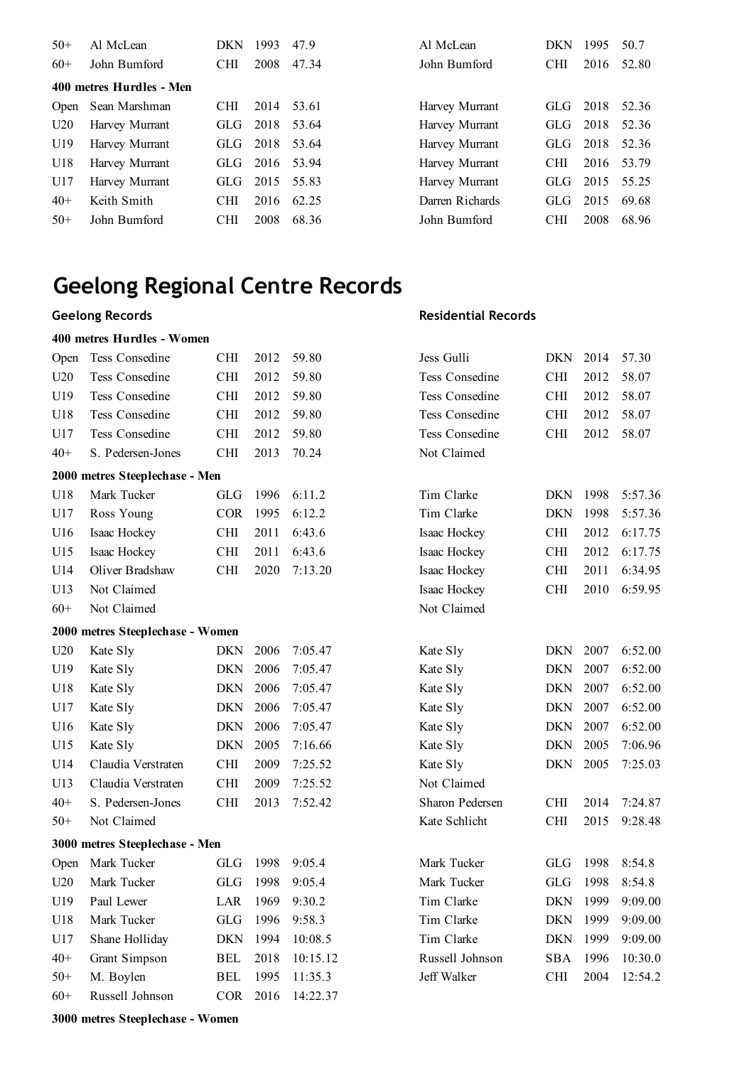| | | | | | | | | |
|---|---|---|---|---|---|---|---|---|
| 50+ | Al McLean | DKN | 1993 | 47.9 | Al McLean | DKN | 1995 | 50.7 |
| 60+ | John Bumford | CHI | 2008 | 47.34 | John Bumford | CHI | 2016 | 52.80 |

**400 metres Hurdles - Men**

| | | | | | | | | |
|---|---|---|---|---|---|---|---|---|
| Open | Sean Marshman | CHI | 2014 | 53.61 | Harvey Murrant | GLG | 2018 | 52.36 |
| U20 | Harvey Murrant | GLG | 2018 | 53.64 | Harvey Murrant | GLG | 2018 | 52.36 |
| U19 | Harvey Murrant | GLG | 2018 | 53.64 | Harvey Murrant | GLG | 2018 | 52.36 |
| U18 | Harvey Murrant | GLG | 2016 | 53.94 | Harvey Murrant | CHI | 2016 | 53.79 |
| U17 | Harvey Murrant | GLG | 2015 | 55.83 | Harvey Murrant | GLG | 2015 | 55.25 |
| 40+ | Keith Smith | CHI | 2016 | 62.25 | Darren Richards | GLG | 2015 | 69.68 |
| 50+ | John Bumford | CHI | 2008 | 68.36 | John Bumford | CHI | 2008 | 68.96 |

# Geelong Regional Centre Records

**Geelong Records** | **Residential Records**

**400 metres Hurdles - Women**

| | | | | | | | | |
|---|---|---|---|---|---|---|---|---|
| Open | Tess Consedine | CHI | 2012 | 59.80 | Jess Gulli | DKN | 2014 | 57.30 |
| U20 | Tess Consedine | CHI | 2012 | 59.80 | Tess Consedine | CHI | 2012 | 58.07 |
| U19 | Tess Consedine | CHI | 2012 | 59.80 | Tess Consedine | CHI | 2012 | 58.07 |
| U18 | Tess Consedine | CHI | 2012 | 59.80 | Tess Consedine | CHI | 2012 | 58.07 |
| U17 | Tess Consedine | CHI | 2012 | 59.80 | Tess Consedine | CHI | 2012 | 58.07 |
| 40+ | S. Pedersen-Jones | CHI | 2013 | 70.24 | Not Claimed | | | |

**2000 metres Steeplechase - Men**

| | | | | | | | | |
|---|---|---|---|---|---|---|---|---|
| U18 | Mark Tucker | GLG | 1996 | 6:11.2 | Tim Clarke | DKN | 1998 | 5:57.36 |
| U17 | Ross Young | COR | 1995 | 6:12.2 | Tim Clarke | DKN | 1998 | 5:57.36 |
| U16 | Isaac Hockey | CHI | 2011 | 6:43.6 | Isaac Hockey | CHI | 2012 | 6:17.75 |
| U15 | Isaac Hockey | CHI | 2011 | 6:43.6 | Isaac Hockey | CHI | 2012 | 6:17.75 |
| U14 | Oliver Bradshaw | CHI | 2020 | 7:13.20 | Isaac Hockey | CHI | 2011 | 6:34.95 |
| U13 | Not Claimed | | | | Isaac Hockey | CHI | 2010 | 6:59.95 |
| 60+ | Not Claimed | | | | Not Claimed | | | |

**2000 metres Steeplechase - Women**

| | | | | | | | | |
|---|---|---|---|---|---|---|---|---|
| U20 | Kate Sly | DKN | 2006 | 7:05.47 | Kate Sly | DKN | 2007 | 6:52.00 |
| U19 | Kate Sly | DKN | 2006 | 7:05.47 | Kate Sly | DKN | 2007 | 6:52.00 |
| U18 | Kate Sly | DKN | 2006 | 7:05.47 | Kate Sly | DKN | 2007 | 6:52.00 |
| U17 | Kate Sly | DKN | 2006 | 7:05.47 | Kate Sly | DKN | 2007 | 6:52.00 |
| U16 | Kate Sly | DKN | 2006 | 7:05.47 | Kate Sly | DKN | 2007 | 6:52.00 |
| U15 | Kate Sly | DKN | 2005 | 7:16.66 | Kate Sly | DKN | 2005 | 7:06.96 |
| U14 | Claudia Verstraten | CHI | 2009 | 7:25.52 | Kate Sly | DKN | 2005 | 7:25.03 |
| U13 | Claudia Verstraten | CHI | 2009 | 7:25.52 | Not Claimed | | | |
| 40+ | S. Pedersen-Jones | CHI | 2013 | 7:52.42 | Sharon Pedersen | CHI | 2014 | 7:24.87 |
| 50+ | Not Claimed | | | | Kate Schlicht | CHI | 2015 | 9:28.48 |

**3000 metres Steeplechase - Men**

| | | | | | | | | |
|---|---|---|---|---|---|---|---|---|
| Open | Mark Tucker | GLG | 1998 | 9:05.4 | Mark Tucker | GLG | 1998 | 8:54.8 |
| U20 | Mark Tucker | GLG | 1998 | 9:05.4 | Mark Tucker | GLG | 1998 | 8:54.8 |
| U19 | Paul Lewer | LAR | 1969 | 9:30.2 | Tim Clarke | DKN | 1999 | 9:09.00 |
| U18 | Mark Tucker | GLG | 1996 | 9:58.3 | Tim Clarke | DKN | 1999 | 9:09.00 |
| U17 | Shane Holliday | DKN | 1994 | 10:08.5 | Tim Clarke | DKN | 1999 | 9:09.00 |
| 40+ | Grant Simpson | BEL | 2018 | 10:15.12 | Russell Johnson | SBA | 1996 | 10:30.0 |
| 50+ | M. Boylen | BEL | 1995 | 11:35.3 | Jeff Walker | CHI | 2004 | 12:54.2 |
| 60+ | Russell Johnson | COR | 2016 | 14:22.37 | | | | |

**3000 metres Steeplechase - Women**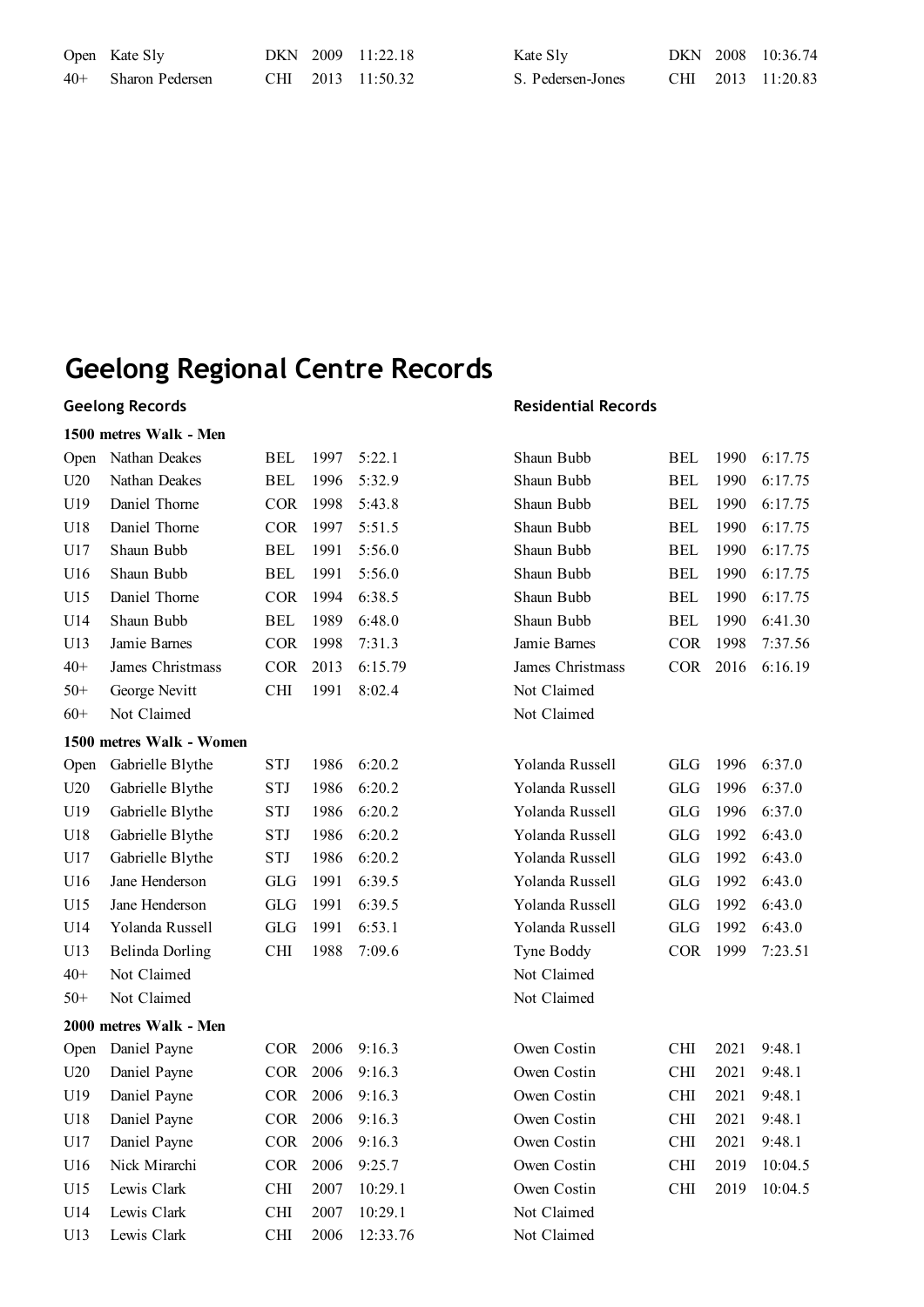| | | | | | | | | |
|---|---|---|---|---|---|---|---|---|
| Open | Kate Sly | DKN | 2009 | 11:22.18 | Kate Sly | DKN | 2008 | 10:36.74 |
| 40+ | Sharon Pedersen | CHI | 2013 | 11:50.32 | S. Pedersen-Jones | CHI | 2013 | 11:20.83 |

# Geelong Regional Centre Records

| | Geelong Records | | | | Residential Records | | | |
|---|---|---|---|---|---|---|---|---|
| **1500 metres Walk - Men** | | | | | | | | |
| Open | Nathan Deakes | BEL | 1997 | 5:22.1 | Shaun Bubb | BEL | 1990 | 6:17.75 |
| U20 | Nathan Deakes | BEL | 1996 | 5:32.9 | Shaun Bubb | BEL | 1990 | 6:17.75 |
| U19 | Daniel Thorne | COR | 1998 | 5:43.8 | Shaun Bubb | BEL | 1990 | 6:17.75 |
| U18 | Daniel Thorne | COR | 1997 | 5:51.5 | Shaun Bubb | BEL | 1990 | 6:17.75 |
| U17 | Shaun Bubb | BEL | 1991 | 5:56.0 | Shaun Bubb | BEL | 1990 | 6:17.75 |
| U16 | Shaun Bubb | BEL | 1991 | 5:56.0 | Shaun Bubb | BEL | 1990 | 6:17.75 |
| U15 | Daniel Thorne | COR | 1994 | 6:38.5 | Shaun Bubb | BEL | 1990 | 6:17.75 |
| U14 | Shaun Bubb | BEL | 1989 | 6:48.0 | Shaun Bubb | BEL | 1990 | 6:41.30 |
| U13 | Jamie Barnes | COR | 1998 | 7:31.3 | Jamie Barnes | COR | 1998 | 7:37.56 |
| 40+ | James Christmass | COR | 2013 | 6:15.79 | James Christmass | COR | 2016 | 6:16.19 |
| 50+ | George Nevitt | CHI | 1991 | 8:02.4 | Not Claimed | | | |
| 60+ | Not Claimed | | | | Not Claimed | | | |
| **1500 metres Walk - Women** | | | | | | | | |
| Open | Gabrielle Blythe | STJ | 1986 | 6:20.2 | Yolanda Russell | GLG | 1996 | 6:37.0 |
| U20 | Gabrielle Blythe | STJ | 1986 | 6:20.2 | Yolanda Russell | GLG | 1996 | 6:37.0 |
| U19 | Gabrielle Blythe | STJ | 1986 | 6:20.2 | Yolanda Russell | GLG | 1996 | 6:37.0 |
| U18 | Gabrielle Blythe | STJ | 1986 | 6:20.2 | Yolanda Russell | GLG | 1992 | 6:43.0 |
| U17 | Gabrielle Blythe | STJ | 1986 | 6:20.2 | Yolanda Russell | GLG | 1992 | 6:43.0 |
| U16 | Jane Henderson | GLG | 1991 | 6:39.5 | Yolanda Russell | GLG | 1992 | 6:43.0 |
| U15 | Jane Henderson | GLG | 1991 | 6:39.5 | Yolanda Russell | GLG | 1992 | 6:43.0 |
| U14 | Yolanda Russell | GLG | 1991 | 6:53.1 | Yolanda Russell | GLG | 1992 | 6:43.0 |
| U13 | Belinda Dorling | CHI | 1988 | 7:09.6 | Tyne Boddy | COR | 1999 | 7:23.51 |
| 40+ | Not Claimed | | | | Not Claimed | | | |
| 50+ | Not Claimed | | | | Not Claimed | | | |
| **2000 metres Walk - Men** | | | | | | | | |
| Open | Daniel Payne | COR | 2006 | 9:16.3 | Owen Costin | CHI | 2021 | 9:48.1 |
| U20 | Daniel Payne | COR | 2006 | 9:16.3 | Owen Costin | CHI | 2021 | 9:48.1 |
| U19 | Daniel Payne | COR | 2006 | 9:16.3 | Owen Costin | CHI | 2021 | 9:48.1 |
| U18 | Daniel Payne | COR | 2006 | 9:16.3 | Owen Costin | CHI | 2021 | 9:48.1 |
| U17 | Daniel Payne | COR | 2006 | 9:16.3 | Owen Costin | CHI | 2021 | 9:48.1 |
| U16 | Nick Mirarchi | COR | 2006 | 9:25.7 | Owen Costin | CHI | 2019 | 10:04.5 |
| U15 | Lewis Clark | CHI | 2007 | 10:29.1 | Owen Costin | CHI | 2019 | 10:04.5 |
| U14 | Lewis Clark | CHI | 2007 | 10:29.1 | Not Claimed | | | |
| U13 | Lewis Clark | CHI | 2006 | 12:33.76 | Not Claimed | | | |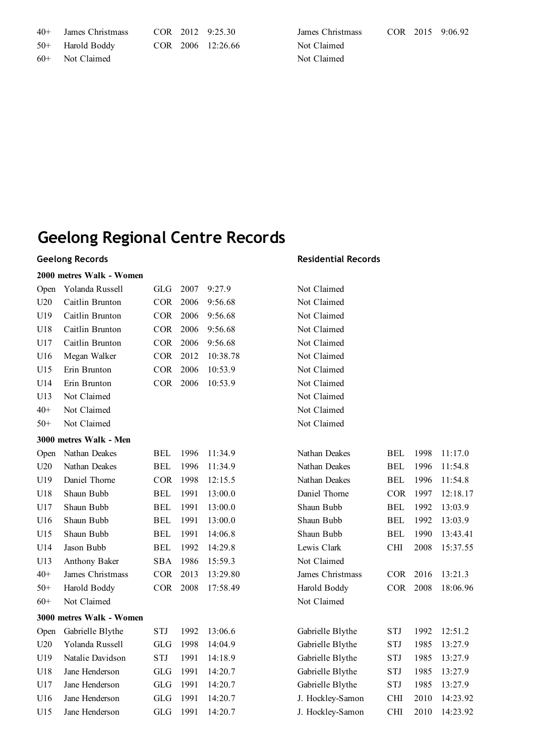| | | | | | | | | |
|---|---|---|---|---|---|---|---|---|
| 40+ | James Christmass | COR | 2012 | 9:25.30 | James Christmass | COR | 2015 | 9:06.92 |
| 50+ | Harold Boddy | COR | 2006 | 12:26.66 | Not Claimed | | | |
| 60+ | Not Claimed | | | | Not Claimed | | | |

# Geelong Regional Centre Records

**Geelong Records** / **Residential Records**

**2000 metres Walk - Women**

| | Geelong Records | | | | Residential Records | | | |
|---|---|---|---|---|---|---|---|---|
| Open | Yolanda Russell | GLG | 2007 | 9:27.9 | Not Claimed | | | |
| U20 | Caitlin Brunton | COR | 2006 | 9:56.68 | Not Claimed | | | |
| U19 | Caitlin Brunton | COR | 2006 | 9:56.68 | Not Claimed | | | |
| U18 | Caitlin Brunton | COR | 2006 | 9:56.68 | Not Claimed | | | |
| U17 | Caitlin Brunton | COR | 2006 | 9:56.68 | Not Claimed | | | |
| U16 | Megan Walker | COR | 2012 | 10:38.78 | Not Claimed | | | |
| U15 | Erin Brunton | COR | 2006 | 10:53.9 | Not Claimed | | | |
| U14 | Erin Brunton | COR | 2006 | 10:53.9 | Not Claimed | | | |
| U13 | Not Claimed | | | | Not Claimed | | | |
| 40+ | Not Claimed | | | | Not Claimed | | | |
| 50+ | Not Claimed | | | | Not Claimed | | | |

**3000 metres Walk - Men**

| | Geelong Records | | | | Residential Records | | | |
|---|---|---|---|---|---|---|---|---|
| Open | Nathan Deakes | BEL | 1996 | 11:34.9 | Nathan Deakes | BEL | 1998 | 11:17.0 |
| U20 | Nathan Deakes | BEL | 1996 | 11:34.9 | Nathan Deakes | BEL | 1996 | 11:54.8 |
| U19 | Daniel Thorne | COR | 1998 | 12:15.5 | Nathan Deakes | BEL | 1996 | 11:54.8 |
| U18 | Shaun Bubb | BEL | 1991 | 13:00.0 | Daniel Thorne | COR | 1997 | 12:18.17 |
| U17 | Shaun Bubb | BEL | 1991 | 13:00.0 | Shaun Bubb | BEL | 1992 | 13:03.9 |
| U16 | Shaun Bubb | BEL | 1991 | 13:00.0 | Shaun Bubb | BEL | 1992 | 13:03.9 |
| U15 | Shaun Bubb | BEL | 1991 | 14:06.8 | Shaun Bubb | BEL | 1990 | 13:43.41 |
| U14 | Jason Bubb | BEL | 1992 | 14:29.8 | Lewis Clark | CHI | 2008 | 15:37.55 |
| U13 | Anthony Baker | SBA | 1986 | 15:59.3 | Not Claimed | | | |
| 40+ | James Christmass | COR | 2013 | 13:29.80 | James Christmass | COR | 2016 | 13:21.3 |
| 50+ | Harold Boddy | COR | 2008 | 17:58.49 | Harold Boddy | COR | 2008 | 18:06.96 |
| 60+ | Not Claimed | | | | Not Claimed | | | |

**3000 metres Walk - Women**

| | Geelong Records | | | | Residential Records | | | |
|---|---|---|---|---|---|---|---|---|
| Open | Gabrielle Blythe | STJ | 1992 | 13:06.6 | Gabrielle Blythe | STJ | 1992 | 12:51.2 |
| U20 | Yolanda Russell | GLG | 1998 | 14:04.9 | Gabrielle Blythe | STJ | 1985 | 13:27.9 |
| U19 | Natalie Davidson | STJ | 1991 | 14:18.9 | Gabrielle Blythe | STJ | 1985 | 13:27.9 |
| U18 | Jane Henderson | GLG | 1991 | 14:20.7 | Gabrielle Blythe | STJ | 1985 | 13:27.9 |
| U17 | Jane Henderson | GLG | 1991 | 14:20.7 | Gabrielle Blythe | STJ | 1985 | 13:27.9 |
| U16 | Jane Henderson | GLG | 1991 | 14:20.7 | J. Hockley-Samon | CHI | 2010 | 14:23.92 |
| U15 | Jane Henderson | GLG | 1991 | 14:20.7 | J. Hockley-Samon | CHI | 2010 | 14:23.92 |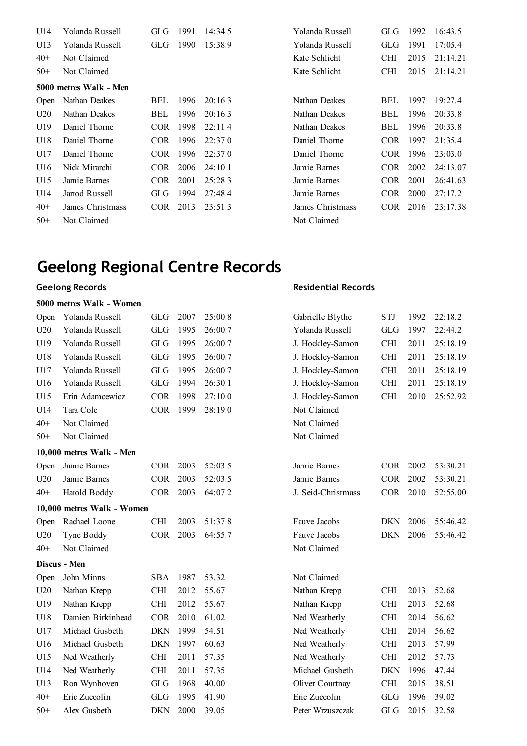| | | | | | | | | |
|---|---|---|---|---|---|---|---|---|
| U14 | Yolanda Russell | GLG | 1991 | 14:34.5 | Yolanda Russell | GLG | 1992 | 16:43.5 |
| U13 | Yolanda Russell | GLG | 1990 | 15:38.9 | Yolanda Russell | GLG | 1991 | 17:05.4 |
| 40+ | Not Claimed | | | | Kate Schlicht | CHI | 2015 | 21:14.21 |
| 50+ | Not Claimed | | | | Kate Schlicht | CHI | 2015 | 21:14.21 |

**5000 metres Walk - Men**

| | | | | | | | | |
|---|---|---|---|---|---|---|---|---|
| Open | Nathan Deakes | BEL | 1996 | 20:16.3 | Nathan Deakes | BEL | 1997 | 19:27.4 |
| U20 | Nathan Deakes | BEL | 1996 | 20:16.3 | Nathan Deakes | BEL | 1996 | 20:33.8 |
| U19 | Daniel Thorne | COR | 1998 | 22:11.4 | Nathan Deakes | BEL | 1996 | 20:33.8 |
| U18 | Daniel Thorne | COR | 1996 | 22:37.0 | Daniel Thorne | COR | 1997 | 21:35.4 |
| U17 | Daniel Thorne | COR | 1996 | 22:37.0 | Daniel Thorne | COR | 1996 | 23:03.0 |
| U16 | Nick Mirarchi | COR | 2006 | 24:10.1 | Jamie Barnes | COR | 2002 | 24:13.07 |
| U15 | Jamie Barnes | COR | 2001 | 25:28.3 | Jamie Barnes | COR | 2001 | 26:41.63 |
| U14 | Jarrod Russell | GLG | 1994 | 27:48.4 | Jamie Barnes | COR | 2000 | 27:17.2 |
| 40+ | James Christmass | COR | 2013 | 23:51.3 | James Christmass | COR | 2016 | 23:17.38 |
| 50+ | Not Claimed | | | | Not Claimed | | | |

# Geelong Regional Centre Records

| | Geelong Records | | | | Residential Records | | | |
|---|---|---|---|---|---|---|---|---|
| **5000 metres Walk - Women** | | | | | | | | |
| Open | Yolanda Russell | GLG | 2007 | 25:00.8 | Gabrielle Blythe | STJ | 1992 | 22:18.2 |
| U20 | Yolanda Russell | GLG | 1995 | 26:00.7 | Yolanda Russell | GLG | 1997 | 22:44.2 |
| U19 | Yolanda Russell | GLG | 1995 | 26:00.7 | J. Hockley-Samon | CHI | 2011 | 25:18.19 |
| U18 | Yolanda Russell | GLG | 1995 | 26:00.7 | J. Hockley-Samon | CHI | 2011 | 25:18.19 |
| U17 | Yolanda Russell | GLG | 1995 | 26:00.7 | J. Hockley-Samon | CHI | 2011 | 25:18.19 |
| U16 | Yolanda Russell | GLG | 1994 | 26:30.1 | J. Hockley-Samon | CHI | 2011 | 25:18.19 |
| U15 | Erin Adamcewicz | COR | 1998 | 27:10.0 | J. Hockley-Samon | CHI | 2010 | 25:52.92 |
| U14 | Tara Cole | COR | 1999 | 28:19.0 | Not Claimed | | | |
| 40+ | Not Claimed | | | | Not Claimed | | | |
| 50+ | Not Claimed | | | | Not Claimed | | | |
| **10,000 metres Walk - Men** | | | | | | | | |
| Open | Jamie Barnes | COR | 2003 | 52:03.5 | Jamie Barnes | COR | 2002 | 53:30.21 |
| U20 | Jamie Barnes | COR | 2003 | 52:03.5 | Jamie Barnes | COR | 2002 | 53:30.21 |
| 40+ | Harold Boddy | COR | 2003 | 64:07.2 | J. Seid-Christmass | COR | 2010 | 52:55.00 |
| **10,000 metres Walk - Women** | | | | | | | | |
| Open | Rachael Loone | CHI | 2003 | 51:37.8 | Fauve Jacobs | DKN | 2006 | 55:46.42 |
| U20 | Tyne Boddy | COR | 2003 | 64:55.7 | Fauve Jacobs | DKN | 2006 | 55:46.42 |
| 40+ | Not Claimed | | | | Not Claimed | | | |
| **Discus - Men** | | | | | | | | |
| Open | John Minns | SBA | 1987 | 53.32 | Not Claimed | | | |
| U20 | Nathan Krepp | CHI | 2012 | 55.67 | Nathan Krepp | CHI | 2013 | 52.68 |
| U19 | Nathan Krepp | CHI | 2012 | 55.67 | Nathan Krepp | CHI | 2013 | 52.68 |
| U18 | Damien Birkinhead | COR | 2010 | 61.02 | Ned Weatherly | CHI | 2014 | 56.62 |
| U17 | Michael Gusbeth | DKN | 1999 | 54.51 | Ned Weatherly | CHI | 2014 | 56.62 |
| U16 | Michael Gusbeth | DKN | 1997 | 60.63 | Ned Weatherly | CHI | 2013 | 57.99 |
| U15 | Ned Weatherly | CHI | 2011 | 57.35 | Ned Weatherly | CHI | 2012 | 57.73 |
| U14 | Ned Weatherly | CHI | 2011 | 57.35 | Michael Gusbeth | DKN | 1996 | 47.44 |
| U13 | Ron Wynhoven | GLG | 1968 | 40.00 | Oliver Courtnay | CHI | 2015 | 38.51 |
| 40+ | Eric Zuccolin | GLG | 1995 | 41.90 | Eric Zuccolin | GLG | 1996 | 39.02 |
| 50+ | Alex Gusbeth | DKN | 2000 | 39.05 | Peter Wrzuszczak | GLG | 2015 | 32.58 |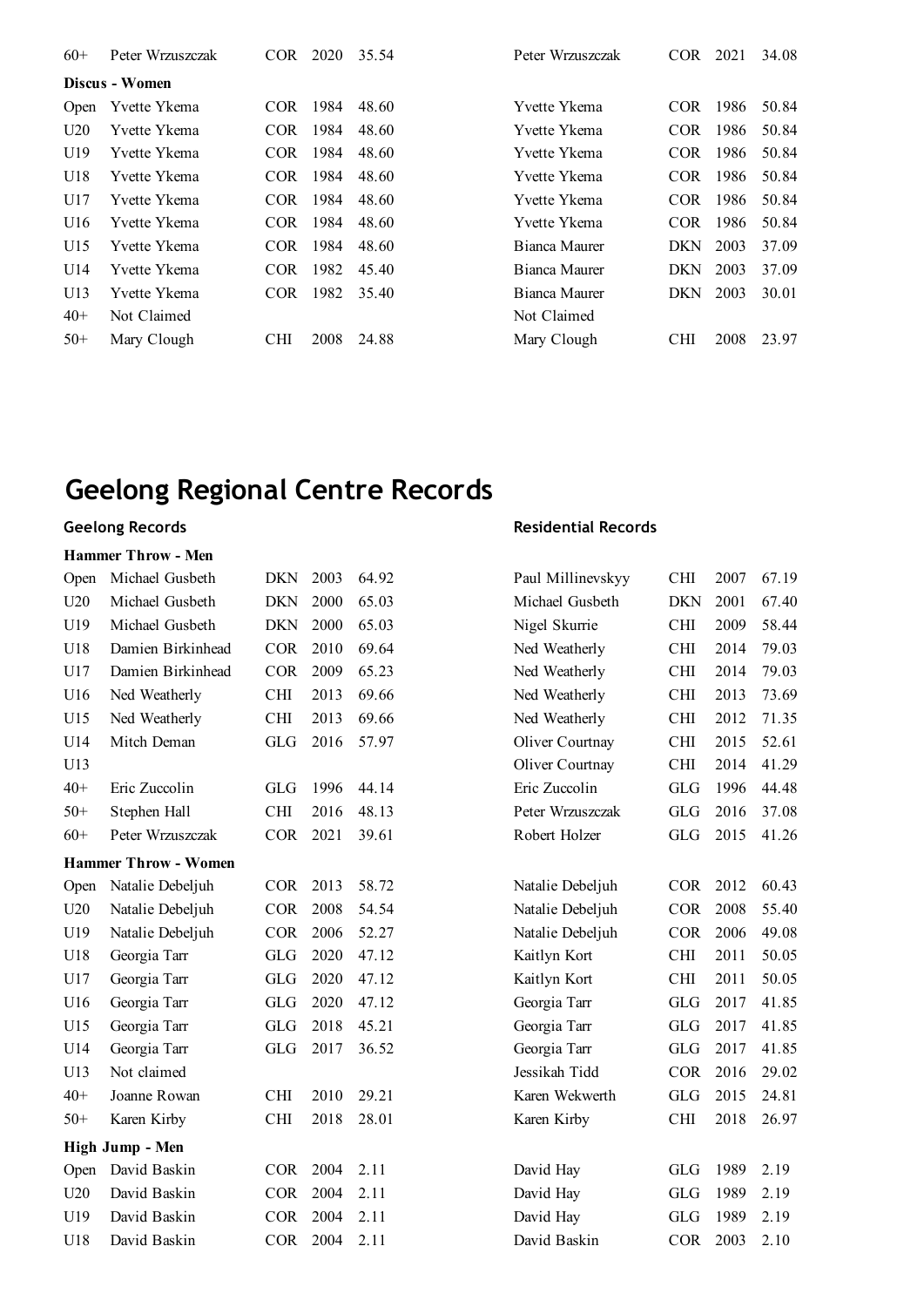| | | | | | | | | |
|---|---|---|---|---|---|---|---|---|
| 60+ | Peter Wrzuszczak | COR | 2020 | 35.54 | Peter Wrzuszczak | COR | 2021 | 34.08 |

**Discus - Women**

| | | | | | | | | |
|---|---|---|---|---|---|---|---|---|
| Open | Yvette Ykema | COR | 1984 | 48.60 | Yvette Ykema | COR | 1986 | 50.84 |
| U20 | Yvette Ykema | COR | 1984 | 48.60 | Yvette Ykema | COR | 1986 | 50.84 |
| U19 | Yvette Ykema | COR | 1984 | 48.60 | Yvette Ykema | COR | 1986 | 50.84 |
| U18 | Yvette Ykema | COR | 1984 | 48.60 | Yvette Ykema | COR | 1986 | 50.84 |
| U17 | Yvette Ykema | COR | 1984 | 48.60 | Yvette Ykema | COR | 1986 | 50.84 |
| U16 | Yvette Ykema | COR | 1984 | 48.60 | Yvette Ykema | COR | 1986 | 50.84 |
| U15 | Yvette Ykema | COR | 1984 | 48.60 | Bianca Maurer | DKN | 2003 | 37.09 |
| U14 | Yvette Ykema | COR | 1982 | 45.40 | Bianca Maurer | DKN | 2003 | 37.09 |
| U13 | Yvette Ykema | COR | 1982 | 35.40 | Bianca Maurer | DKN | 2003 | 30.01 |
| 40+ | Not Claimed | | | | Not Claimed | | | |
| 50+ | Mary Clough | CHI | 2008 | 24.88 | Mary Clough | CHI | 2008 | 23.97 |

# Geelong Regional Centre Records

**Geelong Records** | **Residential Records**

**Hammer Throw - Men**

| | | | | | | | | |
|---|---|---|---|---|---|---|---|---|
| Open | Michael Gusbeth | DKN | 2003 | 64.92 | Paul Millinevskyy | CHI | 2007 | 67.19 |
| U20 | Michael Gusbeth | DKN | 2000 | 65.03 | Michael Gusbeth | DKN | 2001 | 67.40 |
| U19 | Michael Gusbeth | DKN | 2000 | 65.03 | Nigel Skurrie | CHI | 2009 | 58.44 |
| U18 | Damien Birkinhead | COR | 2010 | 69.64 | Ned Weatherly | CHI | 2014 | 79.03 |
| U17 | Damien Birkinhead | COR | 2009 | 65.23 | Ned Weatherly | CHI | 2014 | 79.03 |
| U16 | Ned Weatherly | CHI | 2013 | 69.66 | Ned Weatherly | CHI | 2013 | 73.69 |
| U15 | Ned Weatherly | CHI | 2013 | 69.66 | Ned Weatherly | CHI | 2012 | 71.35 |
| U14 | Mitch Deman | GLG | 2016 | 57.97 | Oliver Courtnay | CHI | 2015 | 52.61 |
| U13 | | | | | Oliver Courtnay | CHI | 2014 | 41.29 |
| 40+ | Eric Zuccolin | GLG | 1996 | 44.14 | Eric Zuccolin | GLG | 1996 | 44.48 |
| 50+ | Stephen Hall | CHI | 2016 | 48.13 | Peter Wrzuszczak | GLG | 2016 | 37.08 |
| 60+ | Peter Wrzuszczak | COR | 2021 | 39.61 | Robert Holzer | GLG | 2015 | 41.26 |

**Hammer Throw - Women**

| | | | | | | | | |
|---|---|---|---|---|---|---|---|---|
| Open | Natalie Debeljuh | COR | 2013 | 58.72 | Natalie Debeljuh | COR | 2012 | 60.43 |
| U20 | Natalie Debeljuh | COR | 2008 | 54.54 | Natalie Debeljuh | COR | 2008 | 55.40 |
| U19 | Natalie Debeljuh | COR | 2006 | 52.27 | Natalie Debeljuh | COR | 2006 | 49.08 |
| U18 | Georgia Tarr | GLG | 2020 | 47.12 | Kaitlyn Kort | CHI | 2011 | 50.05 |
| U17 | Georgia Tarr | GLG | 2020 | 47.12 | Kaitlyn Kort | CHI | 2011 | 50.05 |
| U16 | Georgia Tarr | GLG | 2020 | 47.12 | Georgia Tarr | GLG | 2017 | 41.85 |
| U15 | Georgia Tarr | GLG | 2018 | 45.21 | Georgia Tarr | GLG | 2017 | 41.85 |
| U14 | Georgia Tarr | GLG | 2017 | 36.52 | Georgia Tarr | GLG | 2017 | 41.85 |
| U13 | Not claimed | | | | Jessikah Tidd | COR | 2016 | 29.02 |
| 40+ | Joanne Rowan | CHI | 2010 | 29.21 | Karen Wekwerth | GLG | 2015 | 24.81 |
| 50+ | Karen Kirby | CHI | 2018 | 28.01 | Karen Kirby | CHI | 2018 | 26.97 |

**High Jump - Men**

| | | | | | | | | |
|---|---|---|---|---|---|---|---|---|
| Open | David Baskin | COR | 2004 | 2.11 | David Hay | GLG | 1989 | 2.19 |
| U20 | David Baskin | COR | 2004 | 2.11 | David Hay | GLG | 1989 | 2.19 |
| U19 | David Baskin | COR | 2004 | 2.11 | David Hay | GLG | 1989 | 2.19 |
| U18 | David Baskin | COR | 2004 | 2.11 | David Baskin | COR | 2003 | 2.10 |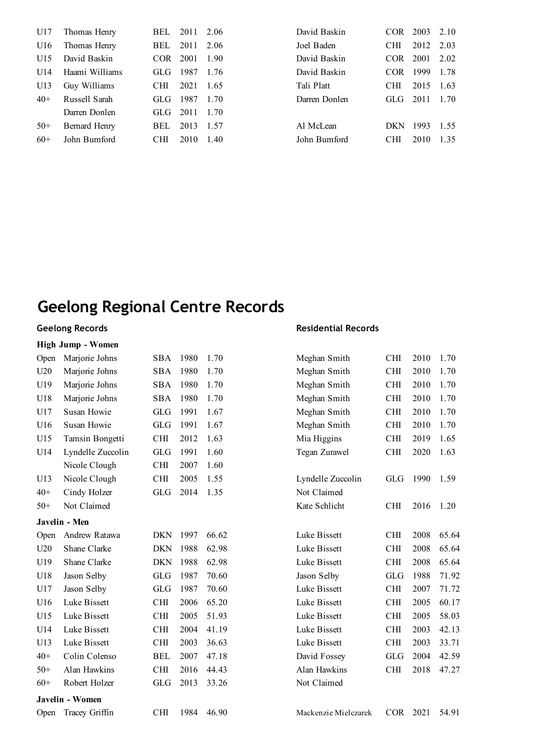| | | | | | | | | |
|---|---|---|---|---|---|---|---|---|
| U17 | Thomas Henry | BEL | 2011 | 2.06 | David Baskin | COR | 2003 | 2.10 |
| U16 | Thomas Henry | BEL | 2011 | 2.06 | Joel Baden | CHI | 2012 | 2.03 |
| U15 | David Baskin | COR | 2001 | 1.90 | David Baskin | COR | 2001 | 2.02 |
| U14 | Haami Williams | GLG | 1987 | 1.76 | David Baskin | COR | 1999 | 1.78 |
| U13 | Guy Williams | CHI | 2021 | 1.65 | Tali Platt | CHI | 2015 | 1.63 |
| 40+ | Russell Sarah | GLG | 1987 | 1.70 | Darren Donlen | GLG | 2011 | 1.70 |
| | Darren Donlen | GLG | 2011 | 1.70 | | | | |
| 50+ | Bernard Henry | BEL | 2013 | 1.57 | Al McLean | DKN | 1993 | 1.55 |
| 60+ | John Bumford | CHI | 2010 | 1.40 | John Bumford | CHI | 2010 | 1.35 |

# Geelong Regional Centre Records

**High Jump - Women**

| | Geelong Records | | | | Residential Records | | | |
|---|---|---|---|---|---|---|---|---|
| Open | Marjorie Johns | SBA | 1980 | 1.70 | Meghan Smith | CHI | 2010 | 1.70 |
| U20 | Marjorie Johns | SBA | 1980 | 1.70 | Meghan Smith | CHI | 2010 | 1.70 |
| U19 | Marjorie Johns | SBA | 1980 | 1.70 | Meghan Smith | CHI | 2010 | 1.70 |
| U18 | Marjorie Johns | SBA | 1980 | 1.70 | Meghan Smith | CHI | 2010 | 1.70 |
| U17 | Susan Howie | GLG | 1991 | 1.67 | Meghan Smith | CHI | 2010 | 1.70 |
| U16 | Susan Howie | GLG | 1991 | 1.67 | Meghan Smith | CHI | 2010 | 1.70 |
| U15 | Tamsin Bongetti | CHI | 2012 | 1.63 | Mia Higgins | CHI | 2019 | 1.65 |
| U14 | Lyndelle Zuccolin | GLG | 1991 | 1.60 | Tegan Zurawel | CHI | 2020 | 1.63 |
| | Nicole Clough | CHI | 2007 | 1.60 | | | | |
| U13 | Nicole Clough | CHI | 2005 | 1.55 | Lyndelle Zuccolin | GLG | 1990 | 1.59 |
| 40+ | Cindy Holzer | GLG | 2014 | 1.35 | Not Claimed | | | |
| 50+ | Not Claimed | | | | Kate Schlicht | CHI | 2016 | 1.20 |

**Javelin - Men**

| | Geelong Records | | | | Residential Records | | | |
|---|---|---|---|---|---|---|---|---|
| Open | Andrew Ratawa | DKN | 1997 | 66.62 | Luke Bissett | CHI | 2008 | 65.64 |
| U20 | Shane Clarke | DKN | 1988 | 62.98 | Luke Bissett | CHI | 2008 | 65.64 |
| U19 | Shane Clarke | DKN | 1988 | 62.98 | Luke Bissett | CHI | 2008 | 65.64 |
| U18 | Jason Selby | GLG | 1987 | 70.60 | Jason Selby | GLG | 1988 | 71.92 |
| U17 | Jason Selby | GLG | 1987 | 70.60 | Luke Bissett | CHI | 2007 | 71.72 |
| U16 | Luke Bissett | CHI | 2006 | 65.20 | Luke Bissett | CHI | 2005 | 60.17 |
| U15 | Luke Bissett | CHI | 2005 | 51.93 | Luke Bissett | CHI | 2005 | 58.03 |
| U14 | Luke Bissett | CHI | 2004 | 41.19 | Luke Bissett | CHI | 2003 | 42.13 |
| U13 | Luke Bissett | CHI | 2003 | 36.63 | Luke Bissett | CHI | 2003 | 33.71 |
| 40+ | Colin Colenso | BEL | 2007 | 47.18 | David Fossey | GLG | 2004 | 42.59 |
| 50+ | Alan Hawkins | CHI | 2016 | 44.43 | Alan Hawkins | CHI | 2018 | 47.27 |
| 60+ | Robert Holzer | GLG | 2013 | 33.26 | Not Claimed | | | |

**Javelin - Women**

| | Geelong Records | | | | Residential Records | | | |
|---|---|---|---|---|---|---|---|---|
| Open | Tracey Griffin | CHI | 1984 | 46.90 | Mackenzie Mielczarek | COR | 2021 | 54.91 |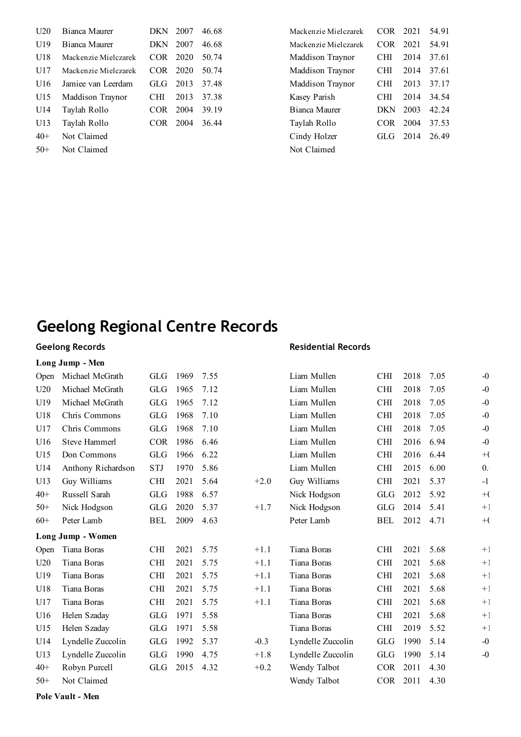| | | | | | | | | | | |
|---|---|---|---|---|---|---|---|---|---|---|
| U20 | Bianca Maurer | DKN | 2007 | 46.68 | | Mackenzie Mielczarek | COR | 2021 | 54.91 | |
| U19 | Bianca Maurer | DKN | 2007 | 46.68 | | Mackenzie Mielczarek | COR | 2021 | 54.91 | |
| U18 | Mackenzie Mielczarek | COR | 2020 | 50.74 | | Maddison Traynor | CHI | 2014 | 37.61 | |
| U17 | Mackenzie Mielczarek | COR | 2020 | 50.74 | | Maddison Traynor | CHI | 2014 | 37.61 | |
| U16 | Jamiee van Leerdam | GLG | 2013 | 37.48 | | Maddison Traynor | CHI | 2013 | 37.17 | |
| U15 | Maddison Traynor | CHI | 2013 | 37.38 | | Kasey Parish | CHI | 2014 | 34.54 | |
| U14 | Taylah Rollo | COR | 2004 | 39.19 | | Bianca Maurer | DKN | 2003 | 42.24 | |
| U13 | Taylah Rollo | COR | 2004 | 36.44 | | Taylah Rollo | COR | 2004 | 37.53 | |
| 40+ | Not Claimed | | | | | Cindy Holzer | GLG | 2014 | 26.49 | |
| 50+ | Not Claimed | | | | | Not Claimed | | | | |

# Geelong Regional Centre Records

### Geelong Records / Residential Records

**Long Jump - Men**

| | Geelong Records | | | | | Residential Records | | | | |
|---|---|---|---|---|---|---|---|---|---|---|
| Open | Michael McGrath | GLG | 1969 | 7.55 | | Liam Mullen | CHI | 2018 | 7.05 | -0 |
| U20 | Michael McGrath | GLG | 1965 | 7.12 | | Liam Mullen | CHI | 2018 | 7.05 | -0 |
| U19 | Michael McGrath | GLG | 1965 | 7.12 | | Liam Mullen | CHI | 2018 | 7.05 | -0 |
| U18 | Chris Commons | GLG | 1968 | 7.10 | | Liam Mullen | CHI | 2018 | 7.05 | -0 |
| U17 | Chris Commons | GLG | 1968 | 7.10 | | Liam Mullen | CHI | 2018 | 7.05 | -0 |
| U16 | Steve Hammerl | COR | 1986 | 6.46 | | Liam Mullen | CHI | 2016 | 6.94 | -0 |
| U15 | Don Commons | GLG | 1966 | 6.22 | | Liam Mullen | CHI | 2016 | 6.44 | +( |
| U14 | Anthony Richardson | STJ | 1970 | 5.86 | | Liam Mullen | CHI | 2015 | 6.00 | 0. |
| U13 | Guy Williams | CHI | 2021 | 5.64 | +2.0 | Guy Williams | CHI | 2021 | 5.37 | -1 |
| 40+ | Russell Sarah | GLG | 1988 | 6.57 | | Nick Hodgson | GLG | 2012 | 5.92 | +( |
| 50+ | Nick Hodgson | GLG | 2020 | 5.37 | +1.7 | Nick Hodgson | GLG | 2014 | 5.41 | +1 |
| 60+ | Peter Lamb | BEL | 2009 | 4.63 | | Peter Lamb | BEL | 2012 | 4.71 | +( |

**Long Jump - Women**

| | Geelong Records | | | | | Residential Records | | | | |
|---|---|---|---|---|---|---|---|---|---|---|
| Open | Tiana Boras | CHI | 2021 | 5.75 | +1.1 | Tiana Boras | CHI | 2021 | 5.68 | +1 |
| U20 | Tiana Boras | CHI | 2021 | 5.75 | +1.1 | Tiana Boras | CHI | 2021 | 5.68 | +1 |
| U19 | Tiana Boras | CHI | 2021 | 5.75 | +1.1 | Tiana Boras | CHI | 2021 | 5.68 | +1 |
| U18 | Tiana Boras | CHI | 2021 | 5.75 | +1.1 | Tiana Boras | CHI | 2021 | 5.68 | +1 |
| U17 | Tiana Boras | CHI | 2021 | 5.75 | +1.1 | Tiana Boras | CHI | 2021 | 5.68 | +1 |
| U16 | Helen Szaday | GLG | 1971 | 5.58 | | Tiana Boras | CHI | 2021 | 5.68 | +1 |
| U15 | Helen Szaday | GLG | 1971 | 5.58 | | Tiana Boras | CHI | 2019 | 5.52 | +1 |
| U14 | Lyndelle Zuccolin | GLG | 1992 | 5.37 | -0.3 | Lyndelle Zuccolin | GLG | 1990 | 5.14 | -0 |
| U13 | Lyndelle Zuccolin | GLG | 1990 | 4.75 | +1.8 | Lyndelle Zuccolin | GLG | 1990 | 5.14 | -0 |
| 40+ | Robyn Purcell | GLG | 2015 | 4.32 | +0.2 | Wendy Talbot | COR | 2011 | 4.30 | |
| 50+ | Not Claimed | | | | | Wendy Talbot | COR | 2011 | 4.30 | |

**Pole Vault - Men**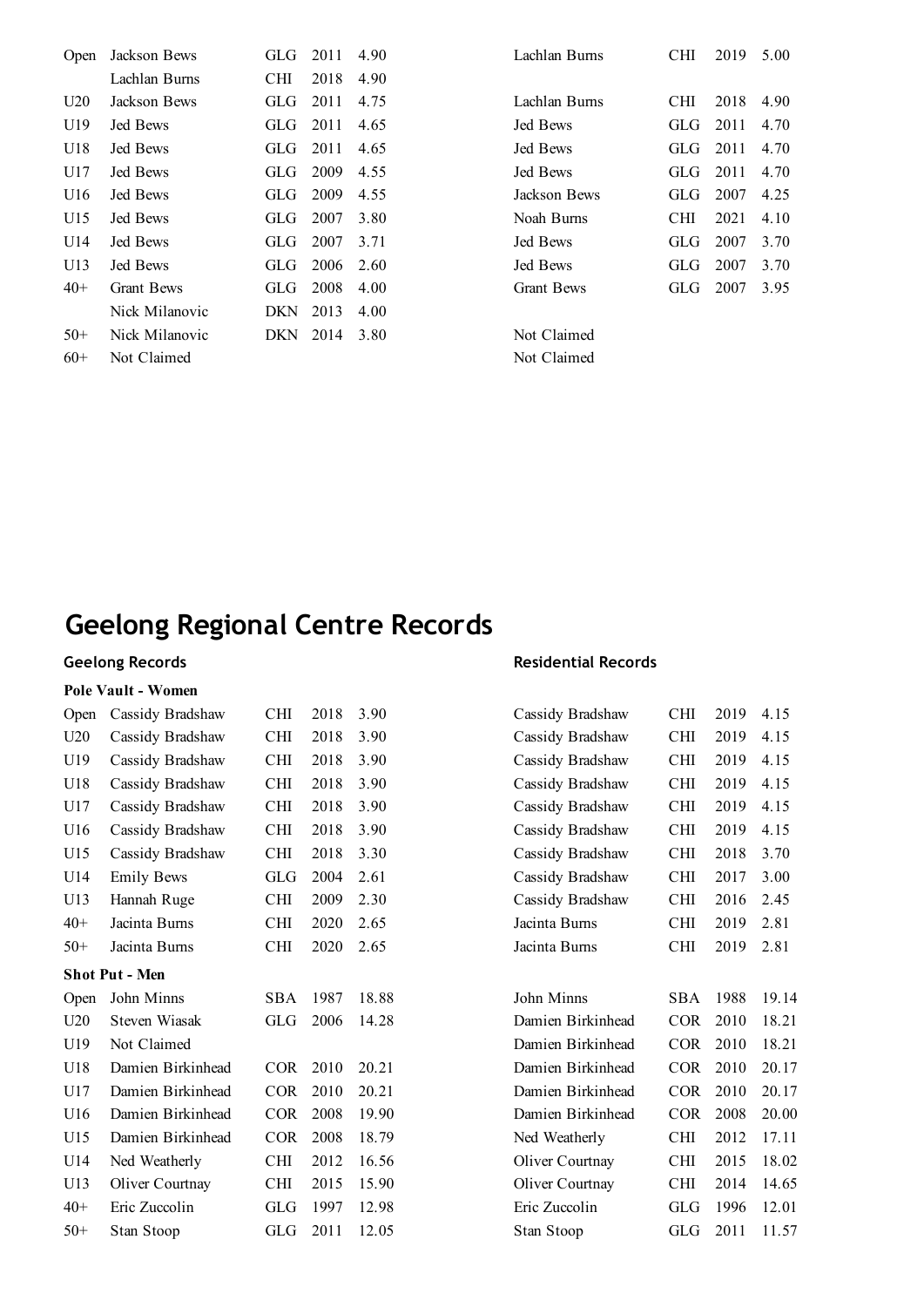| | | | | | | | | |
|---|---|---|---|---|---|---|---|---|
| Open | Jackson Bews | GLG | 2011 | 4.90 | Lachlan Burns | CHI | 2019 | 5.00 |
| | Lachlan Burns | CHI | 2018 | 4.90 | | | | |
| U20 | Jackson Bews | GLG | 2011 | 4.75 | Lachlan Burns | CHI | 2018 | 4.90 |
| U19 | Jed Bews | GLG | 2011 | 4.65 | Jed Bews | GLG | 2011 | 4.70 |
| U18 | Jed Bews | GLG | 2011 | 4.65 | Jed Bews | GLG | 2011 | 4.70 |
| U17 | Jed Bews | GLG | 2009 | 4.55 | Jed Bews | GLG | 2011 | 4.70 |
| U16 | Jed Bews | GLG | 2009 | 4.55 | Jackson Bews | GLG | 2007 | 4.25 |
| U15 | Jed Bews | GLG | 2007 | 3.80 | Noah Burns | CHI | 2021 | 4.10 |
| U14 | Jed Bews | GLG | 2007 | 3.71 | Jed Bews | GLG | 2007 | 3.70 |
| U13 | Jed Bews | GLG | 2006 | 2.60 | Jed Bews | GLG | 2007 | 3.70 |
| 40+ | Grant Bews | GLG | 2008 | 4.00 | Grant Bews | GLG | 2007 | 3.95 |
| | Nick Milanovic | DKN | 2013 | 4.00 | | | | |
| 50+ | Nick Milanovic | DKN | 2014 | 3.80 | Not Claimed | | | |
| 60+ | Not Claimed | | | | Not Claimed | | | |

# Geelong Regional Centre Records

| | Geelong Records | | | | Residential Records | | | |
|---|---|---|---|---|---|---|---|---|
| **Pole Vault - Women** | | | | | | | | |
| Open | Cassidy Bradshaw | CHI | 2018 | 3.90 | Cassidy Bradshaw | CHI | 2019 | 4.15 |
| U20 | Cassidy Bradshaw | CHI | 2018 | 3.90 | Cassidy Bradshaw | CHI | 2019 | 4.15 |
| U19 | Cassidy Bradshaw | CHI | 2018 | 3.90 | Cassidy Bradshaw | CHI | 2019 | 4.15 |
| U18 | Cassidy Bradshaw | CHI | 2018 | 3.90 | Cassidy Bradshaw | CHI | 2019 | 4.15 |
| U17 | Cassidy Bradshaw | CHI | 2018 | 3.90 | Cassidy Bradshaw | CHI | 2019 | 4.15 |
| U16 | Cassidy Bradshaw | CHI | 2018 | 3.90 | Cassidy Bradshaw | CHI | 2019 | 4.15 |
| U15 | Cassidy Bradshaw | CHI | 2018 | 3.30 | Cassidy Bradshaw | CHI | 2018 | 3.70 |
| U14 | Emily Bews | GLG | 2004 | 2.61 | Cassidy Bradshaw | CHI | 2017 | 3.00 |
| U13 | Hannah Ruge | CHI | 2009 | 2.30 | Cassidy Bradshaw | CHI | 2016 | 2.45 |
| 40+ | Jacinta Burns | CHI | 2020 | 2.65 | Jacinta Burns | CHI | 2019 | 2.81 |
| 50+ | Jacinta Burns | CHI | 2020 | 2.65 | Jacinta Burns | CHI | 2019 | 2.81 |
| **Shot Put - Men** | | | | | | | | |
| Open | John Minns | SBA | 1987 | 18.88 | John Minns | SBA | 1988 | 19.14 |
| U20 | Steven Wiasak | GLG | 2006 | 14.28 | Damien Birkinhead | COR | 2010 | 18.21 |
| U19 | Not Claimed | | | | Damien Birkinhead | COR | 2010 | 18.21 |
| U18 | Damien Birkinhead | COR | 2010 | 20.21 | Damien Birkinhead | COR | 2010 | 20.17 |
| U17 | Damien Birkinhead | COR | 2010 | 20.21 | Damien Birkinhead | COR | 2010 | 20.17 |
| U16 | Damien Birkinhead | COR | 2008 | 19.90 | Damien Birkinhead | COR | 2008 | 20.00 |
| U15 | Damien Birkinhead | COR | 2008 | 18.79 | Ned Weatherly | CHI | 2012 | 17.11 |
| U14 | Ned Weatherly | CHI | 2012 | 16.56 | Oliver Courtnay | CHI | 2015 | 18.02 |
| U13 | Oliver Courtnay | CHI | 2015 | 15.90 | Oliver Courtnay | CHI | 2014 | 14.65 |
| 40+ | Eric Zuccolin | GLG | 1997 | 12.98 | Eric Zuccolin | GLG | 1996 | 12.01 |
| 50+ | Stan Stoop | GLG | 2011 | 12.05 | Stan Stoop | GLG | 2011 | 11.57 |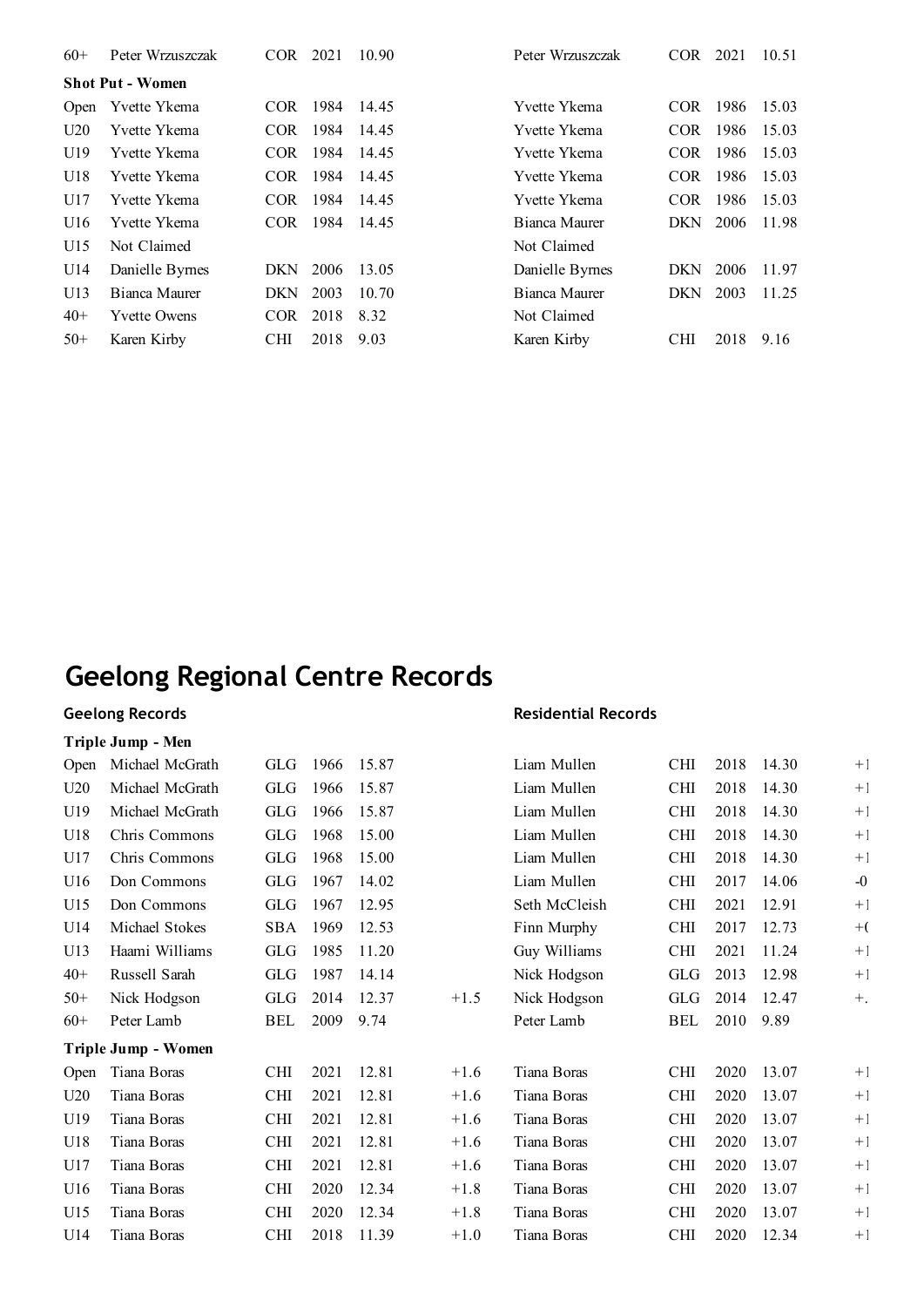| | | | | | | | | | | |
|---|---|---|---|---|---|---|---|---|---|---|
| 60+ | Peter Wrzuszczak | COR | 2021 | 10.90 | | Peter Wrzuszczak | COR | 2021 | 10.51 | |

**Shot Put - Women**

| | | | | | | | | | | |
|---|---|---|---|---|---|---|---|---|---|---|
| Open | Yvette Ykema | COR | 1984 | 14.45 | | Yvette Ykema | COR | 1986 | 15.03 | |
| U20 | Yvette Ykema | COR | 1984 | 14.45 | | Yvette Ykema | COR | 1986 | 15.03 | |
| U19 | Yvette Ykema | COR | 1984 | 14.45 | | Yvette Ykema | COR | 1986 | 15.03 | |
| U18 | Yvette Ykema | COR | 1984 | 14.45 | | Yvette Ykema | COR | 1986 | 15.03 | |
| U17 | Yvette Ykema | COR | 1984 | 14.45 | | Yvette Ykema | COR | 1986 | 15.03 | |
| U16 | Yvette Ykema | COR | 1984 | 14.45 | | Bianca Maurer | DKN | 2006 | 11.98 | |
| U15 | Not Claimed | | | | | Not Claimed | | | | |
| U14 | Danielle Byrnes | DKN | 2006 | 13.05 | | Danielle Byrnes | DKN | 2006 | 11.97 | |
| U13 | Bianca Maurer | DKN | 2003 | 10.70 | | Bianca Maurer | DKN | 2003 | 11.25 | |
| 40+ | Yvette Owens | COR | 2018 | 8.32 | | Not Claimed | | | | |
| 50+ | Karen Kirby | CHI | 2018 | 9.03 | | Karen Kirby | CHI | 2018 | 9.16 | |

# Geelong Regional Centre Records

**Geelong Records** / **Residential Records**

**Triple Jump - Men**

| | Geelong Records | | | | | Residential Records | | | | |
|---|---|---|---|---|---|---|---|---|---|---|
| Open | Michael McGrath | GLG | 1966 | 15.87 | | Liam Mullen | CHI | 2018 | 14.30 | +1 |
| U20 | Michael McGrath | GLG | 1966 | 15.87 | | Liam Mullen | CHI | 2018 | 14.30 | +1 |
| U19 | Michael McGrath | GLG | 1966 | 15.87 | | Liam Mullen | CHI | 2018 | 14.30 | +1 |
| U18 | Chris Commons | GLG | 1968 | 15.00 | | Liam Mullen | CHI | 2018 | 14.30 | +1 |
| U17 | Chris Commons | GLG | 1968 | 15.00 | | Liam Mullen | CHI | 2018 | 14.30 | +1 |
| U16 | Don Commons | GLG | 1967 | 14.02 | | Liam Mullen | CHI | 2017 | 14.06 | -0 |
| U15 | Don Commons | GLG | 1967 | 12.95 | | Seth McCleish | CHI | 2021 | 12.91 | +1 |
| U14 | Michael Stokes | SBA | 1969 | 12.53 | | Finn Murphy | CHI | 2017 | 12.73 | +( |
| U13 | Haami Williams | GLG | 1985 | 11.20 | | Guy Williams | CHI | 2021 | 11.24 | +1 |
| 40+ | Russell Sarah | GLG | 1987 | 14.14 | | Nick Hodgson | GLG | 2013 | 12.98 | +1 |
| 50+ | Nick Hodgson | GLG | 2014 | 12.37 | +1.5 | Nick Hodgson | GLG | 2014 | 12.47 | +. |
| 60+ | Peter Lamb | BEL | 2009 | 9.74 | | Peter Lamb | BEL | 2010 | 9.89 | |

**Triple Jump - Women**

| | | | | | | | | | | |
|---|---|---|---|---|---|---|---|---|---|---|
| Open | Tiana Boras | CHI | 2021 | 12.81 | +1.6 | Tiana Boras | CHI | 2020 | 13.07 | +1 |
| U20 | Tiana Boras | CHI | 2021 | 12.81 | +1.6 | Tiana Boras | CHI | 2020 | 13.07 | +1 |
| U19 | Tiana Boras | CHI | 2021 | 12.81 | +1.6 | Tiana Boras | CHI | 2020 | 13.07 | +1 |
| U18 | Tiana Boras | CHI | 2021 | 12.81 | +1.6 | Tiana Boras | CHI | 2020 | 13.07 | +1 |
| U17 | Tiana Boras | CHI | 2021 | 12.81 | +1.6 | Tiana Boras | CHI | 2020 | 13.07 | +1 |
| U16 | Tiana Boras | CHI | 2020 | 12.34 | +1.8 | Tiana Boras | CHI | 2020 | 13.07 | +1 |
| U15 | Tiana Boras | CHI | 2020 | 12.34 | +1.8 | Tiana Boras | CHI | 2020 | 13.07 | +1 |
| U14 | Tiana Boras | CHI | 2018 | 11.39 | +1.0 | Tiana Boras | CHI | 2020 | 12.34 | +1 |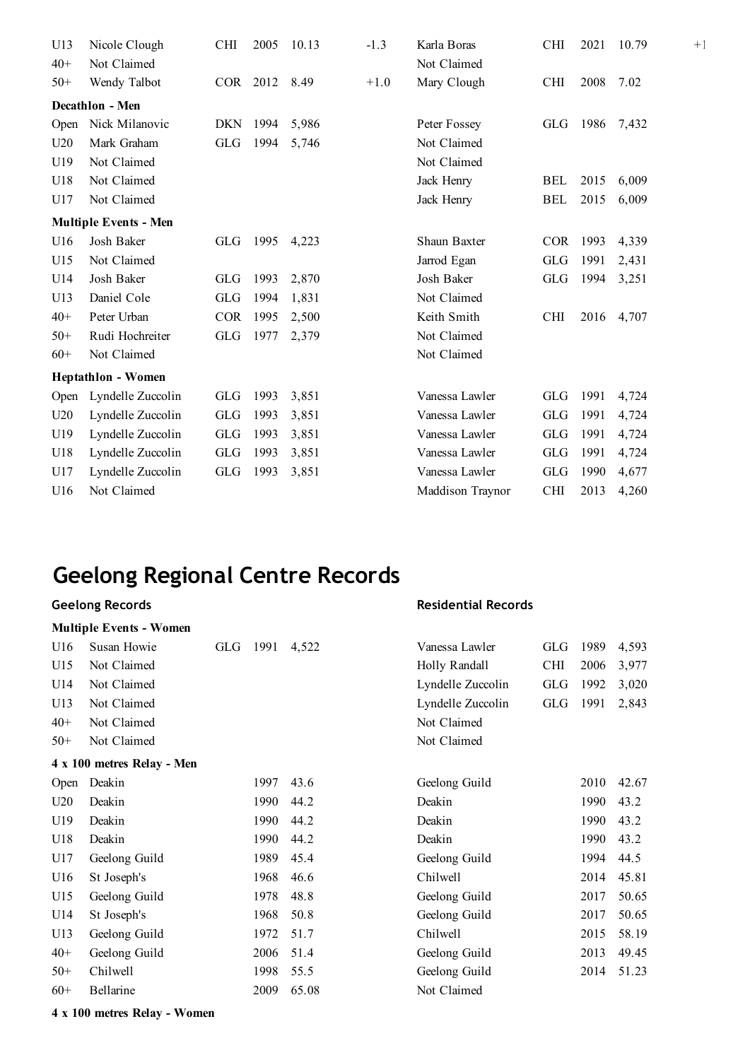| | | | | | | | | | | |
|---|---|---|---|---|---|---|---|---|---|---|
| U13 | Nicole Clough | CHI | 2005 | 10.13 | -1.3 | Karla Boras | CHI | 2021 | 10.79 | +1 |
| 40+ | Not Claimed | | | | | Not Claimed | | | | |
| 50+ | Wendy Talbot | COR | 2012 | 8.49 | +1.0 | Mary Clough | CHI | 2008 | 7.02 | |

**Decathlon - Men**

| | | | | | | | | |
|---|---|---|---|---|---|---|---|---|
| Open | Nick Milanovic | DKN | 1994 | 5,986 | Peter Fossey | GLG | 1986 | 7,432 |
| U20 | Mark Graham | GLG | 1994 | 5,746 | Not Claimed | | | |
| U19 | Not Claimed | | | | Not Claimed | | | |
| U18 | Not Claimed | | | | Jack Henry | BEL | 2015 | 6,009 |
| U17 | Not Claimed | | | | Jack Henry | BEL | 2015 | 6,009 |

**Multiple Events - Men**

| | | | | | | | | |
|---|---|---|---|---|---|---|---|---|
| U16 | Josh Baker | GLG | 1995 | 4,223 | Shaun Baxter | COR | 1993 | 4,339 |
| U15 | Not Claimed | | | | Jarrod Egan | GLG | 1991 | 2,431 |
| U14 | Josh Baker | GLG | 1993 | 2,870 | Josh Baker | GLG | 1994 | 3,251 |
| U13 | Daniel Cole | GLG | 1994 | 1,831 | Not Claimed | | | |
| 40+ | Peter Urban | COR | 1995 | 2,500 | Keith Smith | CHI | 2016 | 4,707 |
| 50+ | Rudi Hochreiter | GLG | 1977 | 2,379 | Not Claimed | | | |
| 60+ | Not Claimed | | | | Not Claimed | | | |

**Heptathlon - Women**

| | | | | | | | | |
|---|---|---|---|---|---|---|---|---|
| Open | Lyndelle Zuccolin | GLG | 1993 | 3,851 | Vanessa Lawler | GLG | 1991 | 4,724 |
| U20 | Lyndelle Zuccolin | GLG | 1993 | 3,851 | Vanessa Lawler | GLG | 1991 | 4,724 |
| U19 | Lyndelle Zuccolin | GLG | 1993 | 3,851 | Vanessa Lawler | GLG | 1991 | 4,724 |
| U18 | Lyndelle Zuccolin | GLG | 1993 | 3,851 | Vanessa Lawler | GLG | 1991 | 4,724 |
| U17 | Lyndelle Zuccolin | GLG | 1993 | 3,851 | Vanessa Lawler | GLG | 1990 | 4,677 |
| U16 | Not Claimed | | | | Maddison Traynor | CHI | 2013 | 4,260 |

# Geelong Regional Centre Records

**Geelong Records** / **Residential Records**

**Multiple Events - Women**

| | | | | | | | | |
|---|---|---|---|---|---|---|---|---|
| U16 | Susan Howie | GLG | 1991 | 4,522 | Vanessa Lawler | GLG | 1989 | 4,593 |
| U15 | Not Claimed | | | | Holly Randall | CHI | 2006 | 3,977 |
| U14 | Not Claimed | | | | Lyndelle Zuccolin | GLG | 1992 | 3,020 |
| U13 | Not Claimed | | | | Lyndelle Zuccolin | GLG | 1991 | 2,843 |
| 40+ | Not Claimed | | | | Not Claimed | | | |
| 50+ | Not Claimed | | | | Not Claimed | | | |

**4 x 100 metres Relay - Men**

| | | | | | | |
|---|---|---|---|---|---|---|
| Open | Deakin | 1997 | 43.6 | Geelong Guild | 2010 | 42.67 |
| U20 | Deakin | 1990 | 44.2 | Deakin | 1990 | 43.2 |
| U19 | Deakin | 1990 | 44.2 | Deakin | 1990 | 43.2 |
| U18 | Deakin | 1990 | 44.2 | Deakin | 1990 | 43.2 |
| U17 | Geelong Guild | 1989 | 45.4 | Geelong Guild | 1994 | 44.5 |
| U16 | St Joseph's | 1968 | 46.6 | Chilwell | 2014 | 45.81 |
| U15 | Geelong Guild | 1978 | 48.8 | Geelong Guild | 2017 | 50.65 |
| U14 | St Joseph's | 1968 | 50.8 | Geelong Guild | 2017 | 50.65 |
| U13 | Geelong Guild | 1972 | 51.7 | Chilwell | 2015 | 58.19 |
| 40+ | Geelong Guild | 2006 | 51.4 | Geelong Guild | 2013 | 49.45 |
| 50+ | Chilwell | 1998 | 55.5 | Geelong Guild | 2014 | 51.23 |
| 60+ | Bellarine | 2009 | 65.08 | Not Claimed | | |

**4 x 100 metres Relay - Women**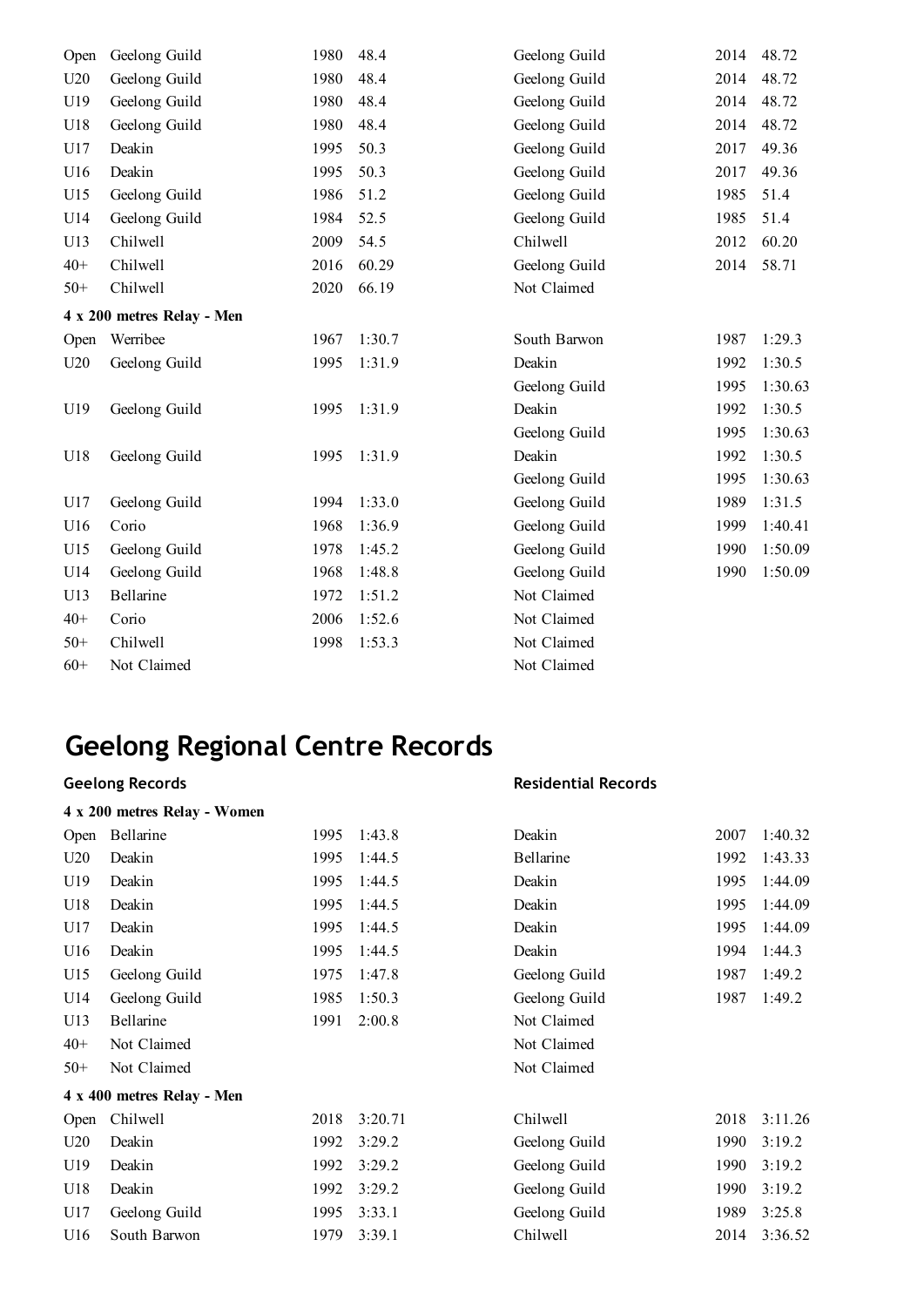| | | | | | | |
|---|---|---|---|---|---|---|
| Open | Geelong Guild | 1980 | 48.4 | Geelong Guild | 2014 | 48.72 |
| U20 | Geelong Guild | 1980 | 48.4 | Geelong Guild | 2014 | 48.72 |
| U19 | Geelong Guild | 1980 | 48.4 | Geelong Guild | 2014 | 48.72 |
| U18 | Geelong Guild | 1980 | 48.4 | Geelong Guild | 2014 | 48.72 |
| U17 | Deakin | 1995 | 50.3 | Geelong Guild | 2017 | 49.36 |
| U16 | Deakin | 1995 | 50.3 | Geelong Guild | 2017 | 49.36 |
| U15 | Geelong Guild | 1986 | 51.2 | Geelong Guild | 1985 | 51.4 |
| U14 | Geelong Guild | 1984 | 52.5 | Geelong Guild | 1985 | 51.4 |
| U13 | Chilwell | 2009 | 54.5 | Chilwell | 2012 | 60.20 |
| 40+ | Chilwell | 2016 | 60.29 | Geelong Guild | 2014 | 58.71 |
| 50+ | Chilwell | 2020 | 66.19 | Not Claimed | | |

**4 x 200 metres Relay - Men**

| | | | | | | |
|---|---|---|---|---|---|---|
| Open | Werribee | 1967 | 1:30.7 | South Barwon | 1987 | 1:29.3 |
| U20 | Geelong Guild | 1995 | 1:31.9 | Deakin | 1992 | 1:30.5 |
| | | | | Geelong Guild | 1995 | 1:30.63 |
| U19 | Geelong Guild | 1995 | 1:31.9 | Deakin | 1992 | 1:30.5 |
| | | | | Geelong Guild | 1995 | 1:30.63 |
| U18 | Geelong Guild | 1995 | 1:31.9 | Deakin | 1992 | 1:30.5 |
| | | | | Geelong Guild | 1995 | 1:30.63 |
| U17 | Geelong Guild | 1994 | 1:33.0 | Geelong Guild | 1989 | 1:31.5 |
| U16 | Corio | 1968 | 1:36.9 | Geelong Guild | 1999 | 1:40.41 |
| U15 | Geelong Guild | 1978 | 1:45.2 | Geelong Guild | 1990 | 1:50.09 |
| U14 | Geelong Guild | 1968 | 1:48.8 | Geelong Guild | 1990 | 1:50.09 |
| U13 | Bellarine | 1972 | 1:51.2 | Not Claimed | | |
| 40+ | Corio | 2006 | 1:52.6 | Not Claimed | | |
| 50+ | Chilwell | 1998 | 1:53.3 | Not Claimed | | |
| 60+ | Not Claimed | | | Not Claimed | | |

# Geelong Regional Centre Records

**Geelong Records** | **Residential Records**

**4 x 200 metres Relay - Women**

| | | | | | | |
|---|---|---|---|---|---|---|
| Open | Bellarine | 1995 | 1:43.8 | Deakin | 2007 | 1:40.32 |
| U20 | Deakin | 1995 | 1:44.5 | Bellarine | 1992 | 1:43.33 |
| U19 | Deakin | 1995 | 1:44.5 | Deakin | 1995 | 1:44.09 |
| U18 | Deakin | 1995 | 1:44.5 | Deakin | 1995 | 1:44.09 |
| U17 | Deakin | 1995 | 1:44.5 | Deakin | 1995 | 1:44.09 |
| U16 | Deakin | 1995 | 1:44.5 | Deakin | 1994 | 1:44.3 |
| U15 | Geelong Guild | 1975 | 1:47.8 | Geelong Guild | 1987 | 1:49.2 |
| U14 | Geelong Guild | 1985 | 1:50.3 | Geelong Guild | 1987 | 1:49.2 |
| U13 | Bellarine | 1991 | 2:00.8 | Not Claimed | | |
| 40+ | Not Claimed | | | Not Claimed | | |
| 50+ | Not Claimed | | | Not Claimed | | |

**4 x 400 metres Relay - Men**

| | | | | | | |
|---|---|---|---|---|---|---|
| Open | Chilwell | 2018 | 3:20.71 | Chilwell | 2018 | 3:11.26 |
| U20 | Deakin | 1992 | 3:29.2 | Geelong Guild | 1990 | 3:19.2 |
| U19 | Deakin | 1992 | 3:29.2 | Geelong Guild | 1990 | 3:19.2 |
| U18 | Deakin | 1992 | 3:29.2 | Geelong Guild | 1990 | 3:19.2 |
| U17 | Geelong Guild | 1995 | 3:33.1 | Geelong Guild | 1989 | 3:25.8 |
| U16 | South Barwon | 1979 | 3:39.1 | Chilwell | 2014 | 3:36.52 |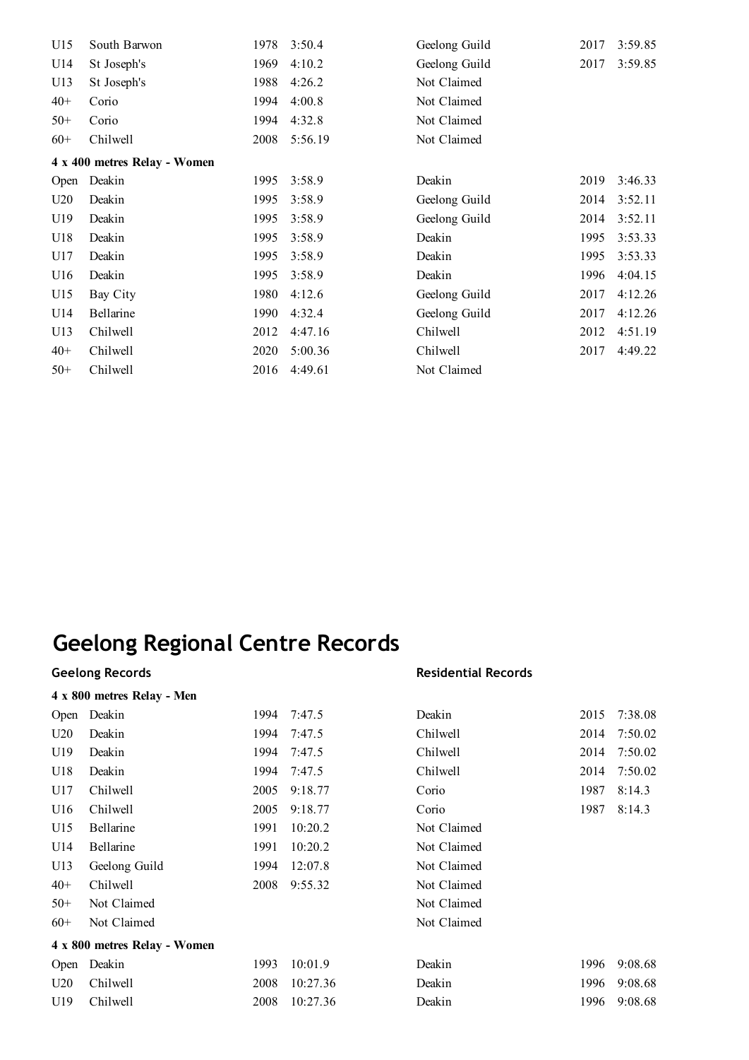| | | | | | | |
|---|---|---|---|---|---|---|
| U15 | South Barwon | 1978 | 3:50.4 | Geelong Guild | 2017 | 3:59.85 |
| U14 | St Joseph's | 1969 | 4:10.2 | Geelong Guild | 2017 | 3:59.85 |
| U13 | St Joseph's | 1988 | 4:26.2 | Not Claimed | | |
| 40+ | Corio | 1994 | 4:00.8 | Not Claimed | | |
| 50+ | Corio | 1994 | 4:32.8 | Not Claimed | | |
| 60+ | Chilwell | 2008 | 5:56.19 | Not Claimed | | |

**4 x 400 metres Relay - Women**

| | | | | | | |
|---|---|---|---|---|---|---|
| Open | Deakin | 1995 | 3:58.9 | Deakin | 2019 | 3:46.33 |
| U20 | Deakin | 1995 | 3:58.9 | Geelong Guild | 2014 | 3:52.11 |
| U19 | Deakin | 1995 | 3:58.9 | Geelong Guild | 2014 | 3:52.11 |
| U18 | Deakin | 1995 | 3:58.9 | Deakin | 1995 | 3:53.33 |
| U17 | Deakin | 1995 | 3:58.9 | Deakin | 1995 | 3:53.33 |
| U16 | Deakin | 1995 | 3:58.9 | Deakin | 1996 | 4:04.15 |
| U15 | Bay City | 1980 | 4:12.6 | Geelong Guild | 2017 | 4:12.26 |
| U14 | Bellarine | 1990 | 4:32.4 | Geelong Guild | 2017 | 4:12.26 |
| U13 | Chilwell | 2012 | 4:47.16 | Chilwell | 2012 | 4:51.19 |
| 40+ | Chilwell | 2020 | 5:00.36 | Chilwell | 2017 | 4:49.22 |
| 50+ | Chilwell | 2016 | 4:49.61 | Not Claimed | | |

# Geelong Regional Centre Records

**Geelong Records** / **Residential Records**

**4 x 800 metres Relay - Men**

| | | | | | | |
|---|---|---|---|---|---|---|
| Open | Deakin | 1994 | 7:47.5 | Deakin | 2015 | 7:38.08 |
| U20 | Deakin | 1994 | 7:47.5 | Chilwell | 2014 | 7:50.02 |
| U19 | Deakin | 1994 | 7:47.5 | Chilwell | 2014 | 7:50.02 |
| U18 | Deakin | 1994 | 7:47.5 | Chilwell | 2014 | 7:50.02 |
| U17 | Chilwell | 2005 | 9:18.77 | Corio | 1987 | 8:14.3 |
| U16 | Chilwell | 2005 | 9:18.77 | Corio | 1987 | 8:14.3 |
| U15 | Bellarine | 1991 | 10:20.2 | Not Claimed | | |
| U14 | Bellarine | 1991 | 10:20.2 | Not Claimed | | |
| U13 | Geelong Guild | 1994 | 12:07.8 | Not Claimed | | |
| 40+ | Chilwell | 2008 | 9:55.32 | Not Claimed | | |
| 50+ | Not Claimed | | | Not Claimed | | |
| 60+ | Not Claimed | | | Not Claimed | | |

**4 x 800 metres Relay - Women**

| | | | | | | |
|---|---|---|---|---|---|---|
| Open | Deakin | 1993 | 10:01.9 | Deakin | 1996 | 9:08.68 |
| U20 | Chilwell | 2008 | 10:27.36 | Deakin | 1996 | 9:08.68 |
| U19 | Chilwell | 2008 | 10:27.36 | Deakin | 1996 | 9:08.68 |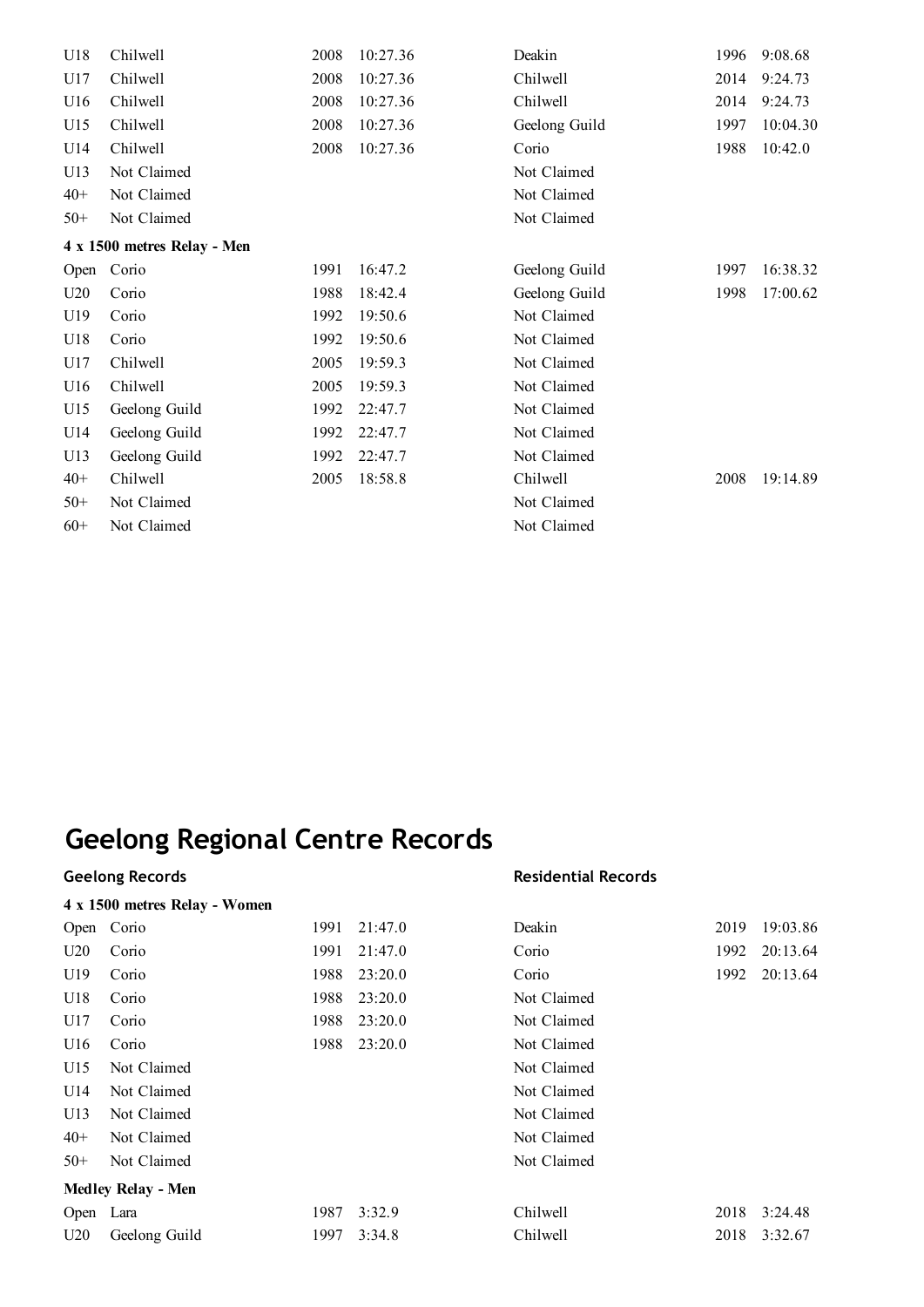| | | | | | | |
|---|---|---|---|---|---|---|
| U18 | Chilwell | 2008 | 10:27.36 | Deakin | 1996 | 9:08.68 |
| U17 | Chilwell | 2008 | 10:27.36 | Chilwell | 2014 | 9:24.73 |
| U16 | Chilwell | 2008 | 10:27.36 | Chilwell | 2014 | 9:24.73 |
| U15 | Chilwell | 2008 | 10:27.36 | Geelong Guild | 1997 | 10:04.30 |
| U14 | Chilwell | 2008 | 10:27.36 | Corio | 1988 | 10:42.0 |
| U13 | Not Claimed | | | Not Claimed | | |
| 40+ | Not Claimed | | | Not Claimed | | |
| 50+ | Not Claimed | | | Not Claimed | | |

**4 x 1500 metres Relay - Men**

| | | | | | | |
|---|---|---|---|---|---|---|
| Open | Corio | 1991 | 16:47.2 | Geelong Guild | 1997 | 16:38.32 |
| U20 | Corio | 1988 | 18:42.4 | Geelong Guild | 1998 | 17:00.62 |
| U19 | Corio | 1992 | 19:50.6 | Not Claimed | | |
| U18 | Corio | 1992 | 19:50.6 | Not Claimed | | |
| U17 | Chilwell | 2005 | 19:59.3 | Not Claimed | | |
| U16 | Chilwell | 2005 | 19:59.3 | Not Claimed | | |
| U15 | Geelong Guild | 1992 | 22:47.7 | Not Claimed | | |
| U14 | Geelong Guild | 1992 | 22:47.7 | Not Claimed | | |
| U13 | Geelong Guild | 1992 | 22:47.7 | Not Claimed | | |
| 40+ | Chilwell | 2005 | 18:58.8 | Chilwell | 2008 | 19:14.89 |
| 50+ | Not Claimed | | | Not Claimed | | |
| 60+ | Not Claimed | | | Not Claimed | | |

# Geelong Regional Centre Records

**Geelong Records** / **Residential Records**

**4 x 1500 metres Relay - Women**

| | | | | | | |
|---|---|---|---|---|---|---|
| Open | Corio | 1991 | 21:47.0 | Deakin | 2019 | 19:03.86 |
| U20 | Corio | 1991 | 21:47.0 | Corio | 1992 | 20:13.64 |
| U19 | Corio | 1988 | 23:20.0 | Corio | 1992 | 20:13.64 |
| U18 | Corio | 1988 | 23:20.0 | Not Claimed | | |
| U17 | Corio | 1988 | 23:20.0 | Not Claimed | | |
| U16 | Corio | 1988 | 23:20.0 | Not Claimed | | |
| U15 | Not Claimed | | | Not Claimed | | |
| U14 | Not Claimed | | | Not Claimed | | |
| U13 | Not Claimed | | | Not Claimed | | |
| 40+ | Not Claimed | | | Not Claimed | | |
| 50+ | Not Claimed | | | Not Claimed | | |

**Medley Relay - Men**

| | | | | | | |
|---|---|---|---|---|---|---|
| Open | Lara | 1987 | 3:32.9 | Chilwell | 2018 | 3:24.48 |
| U20 | Geelong Guild | 1997 | 3:34.8 | Chilwell | 2018 | 3:32.67 |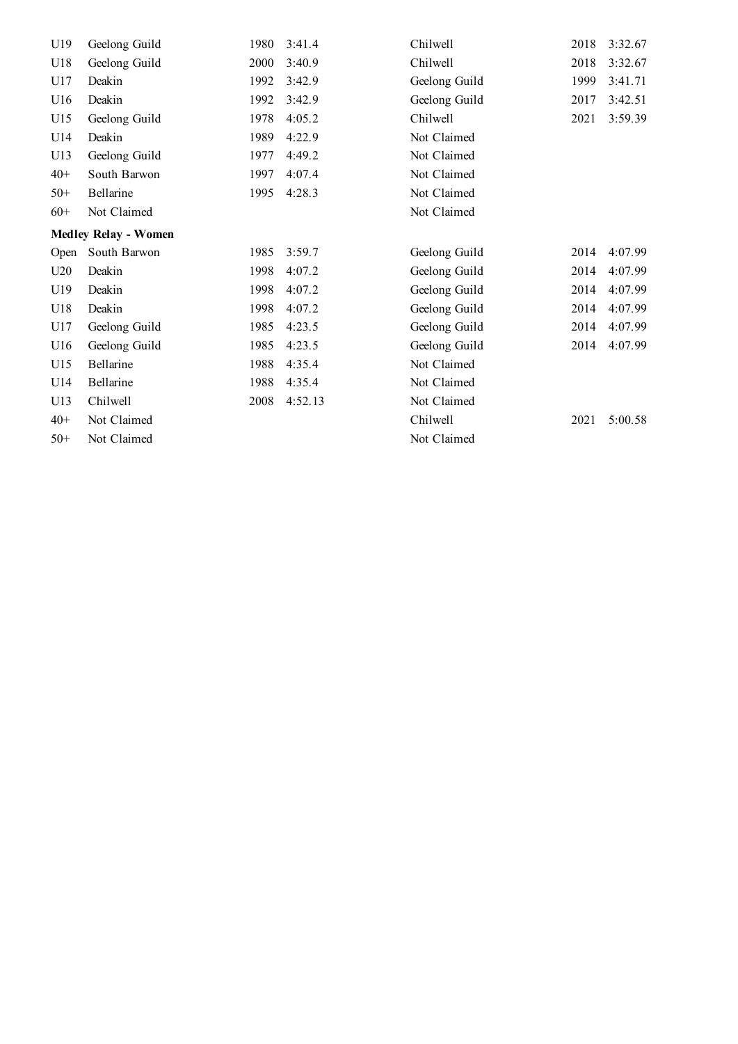| | | | | | | |
|---|---|---|---|---|---|---|
| U19 | Geelong Guild | 1980 | 3:41.4 | Chilwell | 2018 | 3:32.67 |
| U18 | Geelong Guild | 2000 | 3:40.9 | Chilwell | 2018 | 3:32.67 |
| U17 | Deakin | 1992 | 3:42.9 | Geelong Guild | 1999 | 3:41.71 |
| U16 | Deakin | 1992 | 3:42.9 | Geelong Guild | 2017 | 3:42.51 |
| U15 | Geelong Guild | 1978 | 4:05.2 | Chilwell | 2021 | 3:59.39 |
| U14 | Deakin | 1989 | 4:22.9 | Not Claimed | | |
| U13 | Geelong Guild | 1977 | 4:49.2 | Not Claimed | | |
| 40+ | South Barwon | 1997 | 4:07.4 | Not Claimed | | |
| 50+ | Bellarine | 1995 | 4:28.3 | Not Claimed | | |
| 60+ | Not Claimed | | | Not Claimed | | |

**Medley Relay - Women**

| | | | | | | |
|---|---|---|---|---|---|---|
| Open | South Barwon | 1985 | 3:59.7 | Geelong Guild | 2014 | 4:07.99 |
| U20 | Deakin | 1998 | 4:07.2 | Geelong Guild | 2014 | 4:07.99 |
| U19 | Deakin | 1998 | 4:07.2 | Geelong Guild | 2014 | 4:07.99 |
| U18 | Deakin | 1998 | 4:07.2 | Geelong Guild | 2014 | 4:07.99 |
| U17 | Geelong Guild | 1985 | 4:23.5 | Geelong Guild | 2014 | 4:07.99 |
| U16 | Geelong Guild | 1985 | 4:23.5 | Geelong Guild | 2014 | 4:07.99 |
| U15 | Bellarine | 1988 | 4:35.4 | Not Claimed | | |
| U14 | Bellarine | 1988 | 4:35.4 | Not Claimed | | |
| U13 | Chilwell | 2008 | 4:52.13 | Not Claimed | | |
| 40+ | Not Claimed | | | Chilwell | 2021 | 5:00.58 |
| 50+ | Not Claimed | | | Not Claimed | | |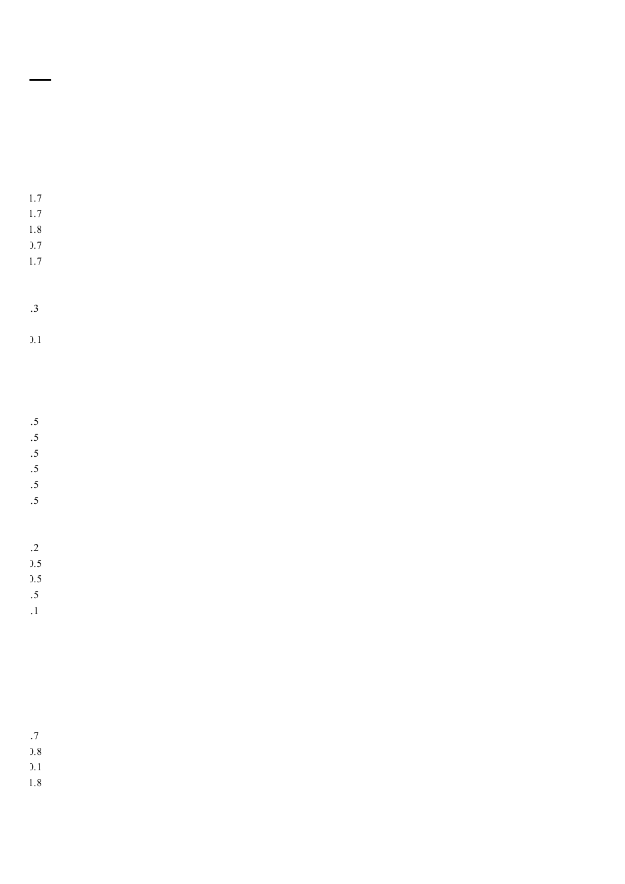1.7
1.7
1.8
).7
1.7

.3

).1

.5
.5
.5
.5
.5
.5

.2
).5
).5
.5
.1

.7
).8
).1
1.8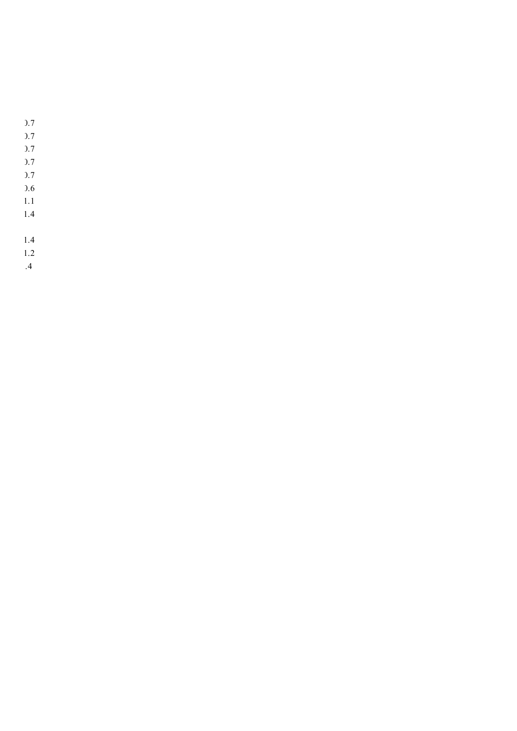).7
).7
).7
).7
).7
).6
1.1
1.4

1.4
1.2
.4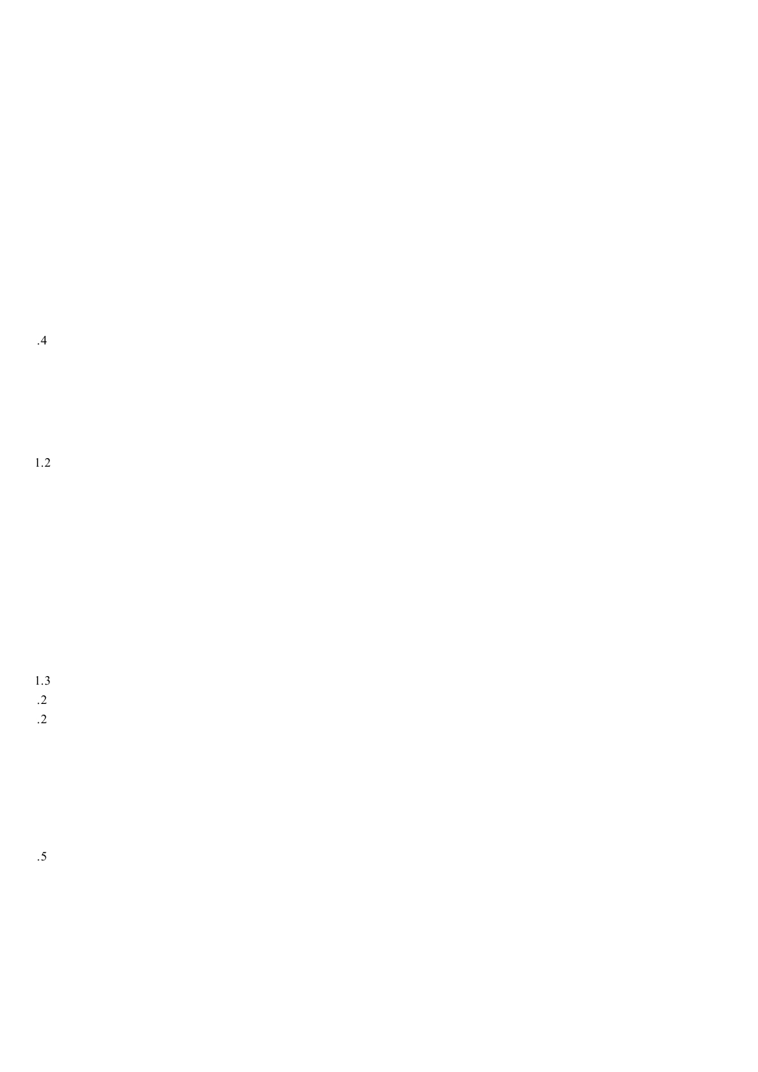.4

1.2

1.3
.2
.2

.5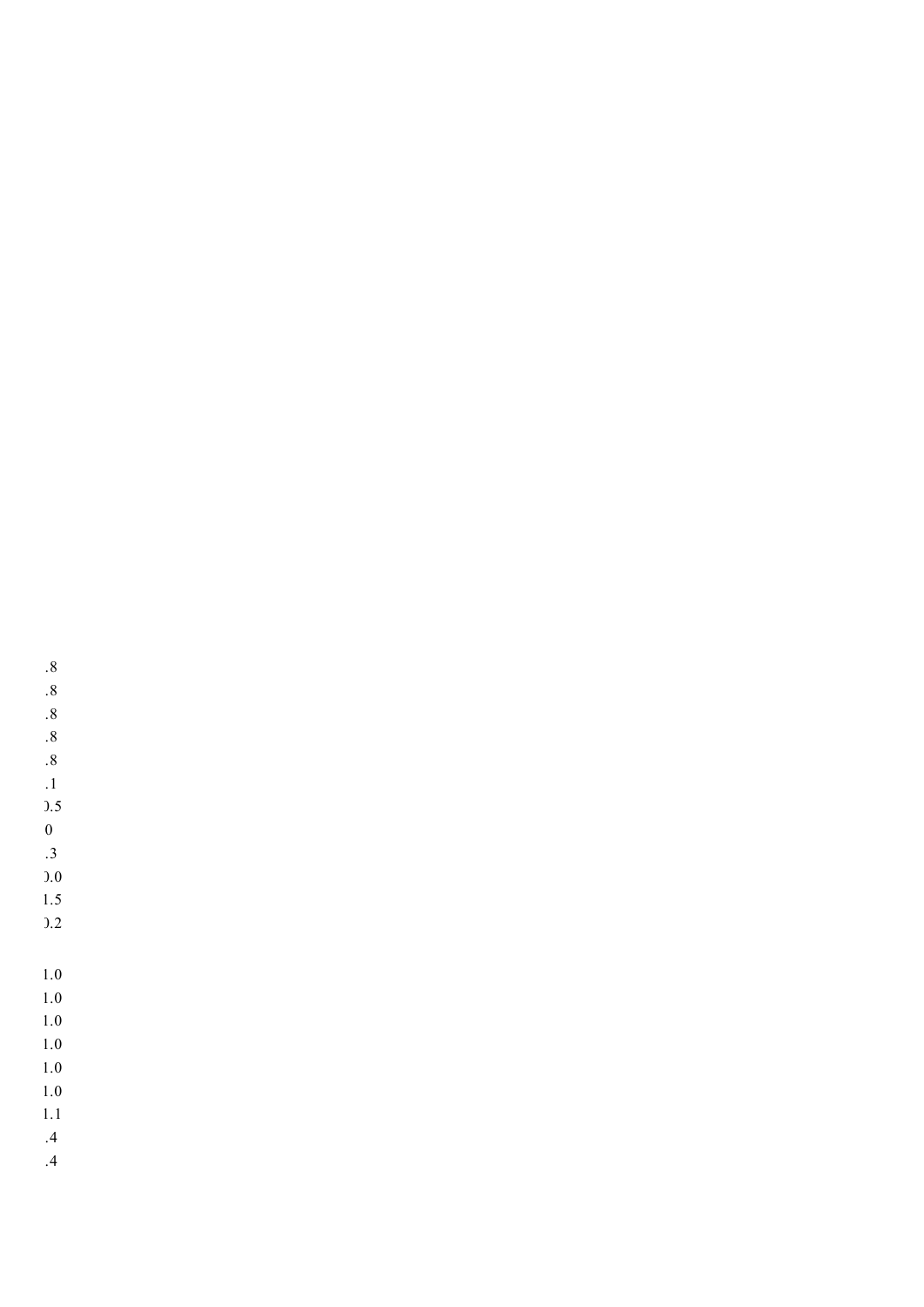.8
.8
.8
.8
.8
.1
).5
0
.3
).0
1.5
).2

1.0
1.0
1.0
1.0
1.0
1.0
1.1
.4
.4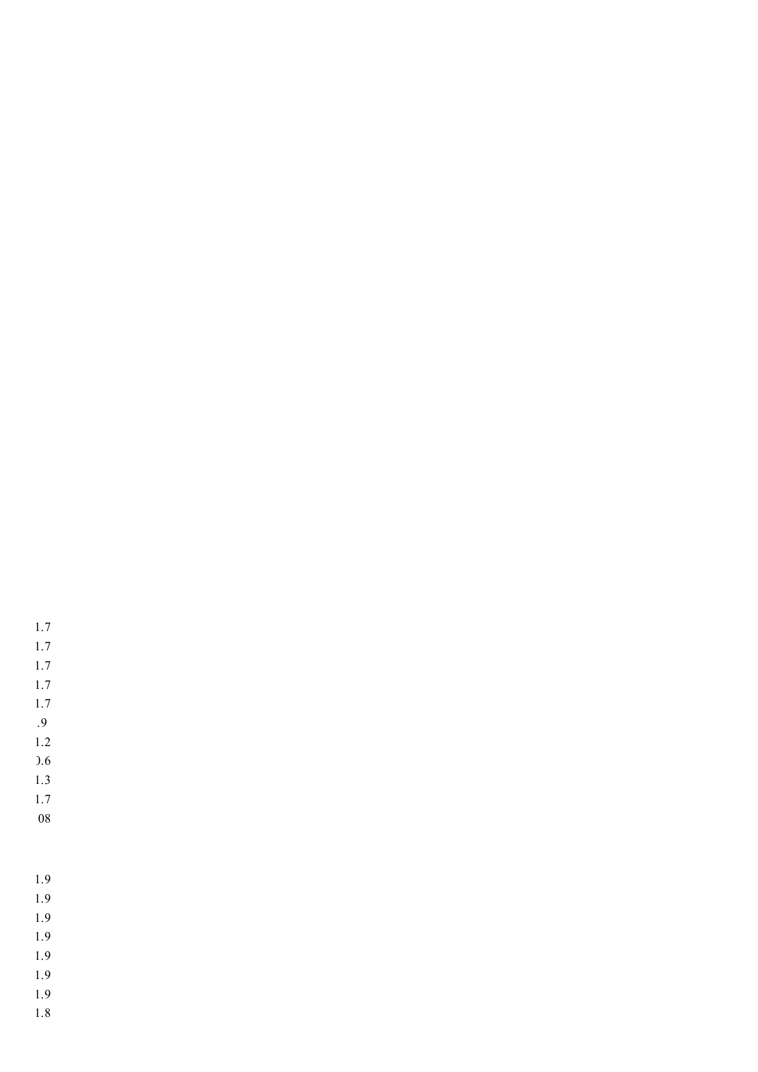1.7
1.7
1.7
1.7
1.7
.9
1.2
).6
1.3
1.7
08

1.9
1.9
1.9
1.9
1.9
1.9
1.9
1.8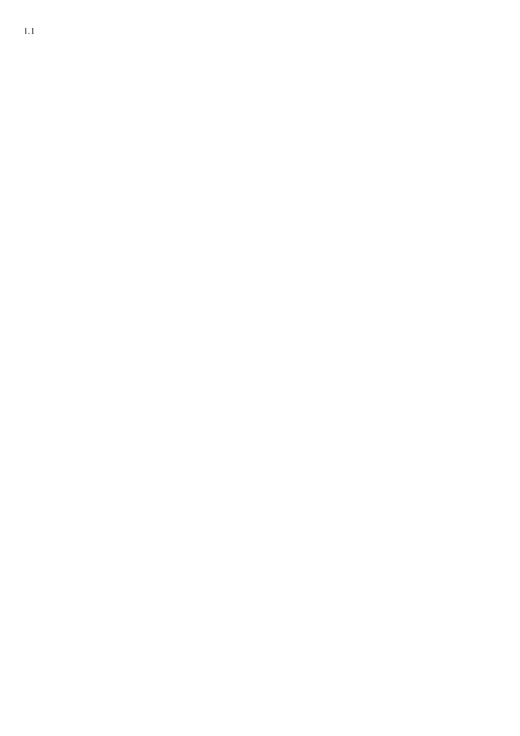1.1